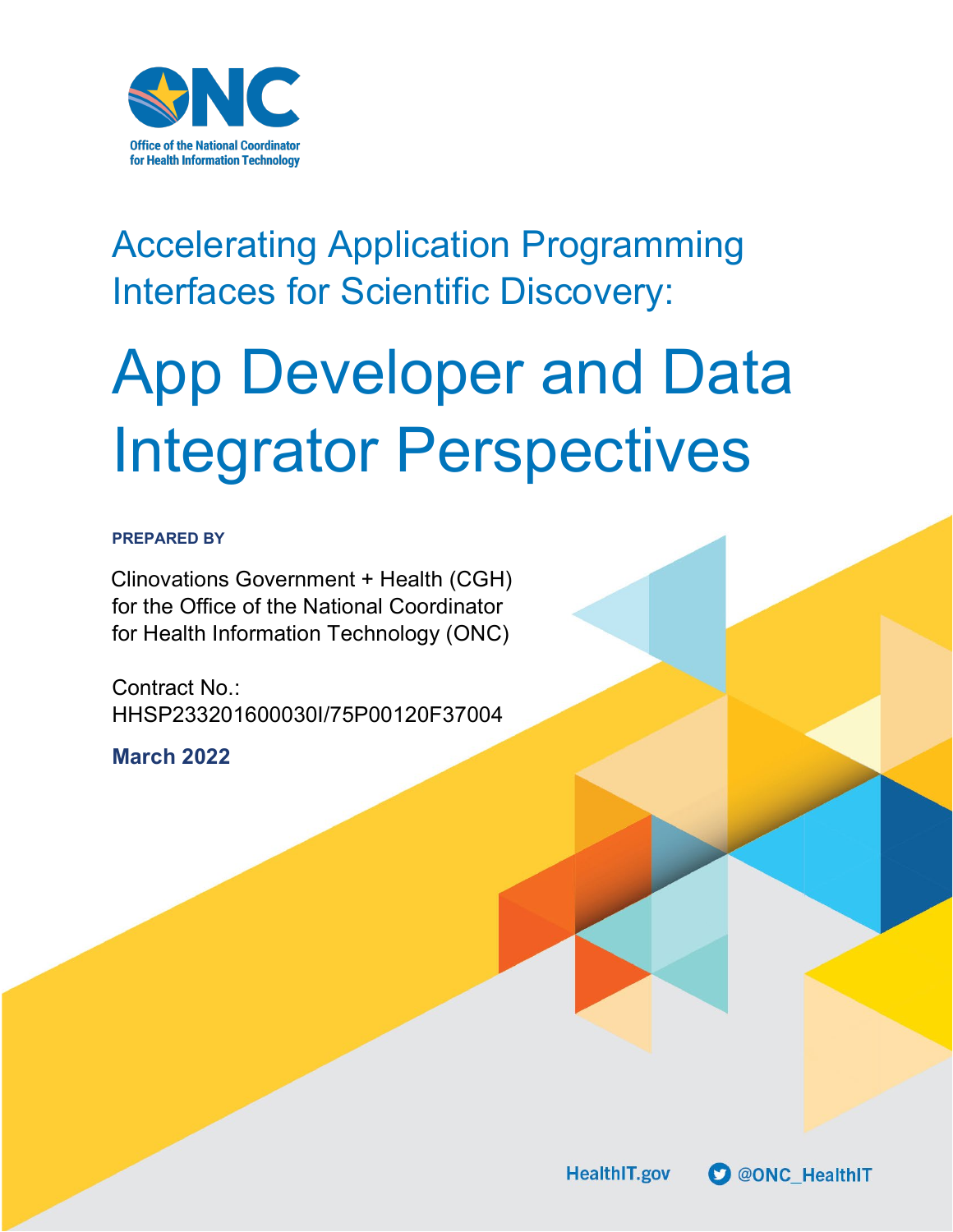**ONC**

**Office of the National Coordinator for Health Information Technology**

## Accelerating Application Programming Interfaces for Scientific Discovery:

# App Developer and Data Integrator Perspectives

**PREPARED BY**

Clinovations Government + Health (CGH)
for the Office of the National Coordinator
for Health Information Technology (ONC)

Contract No.:
HHSP233201600030I/75P00120F37004

**March 2022**

HealthIT.gov @ONC_HealthIT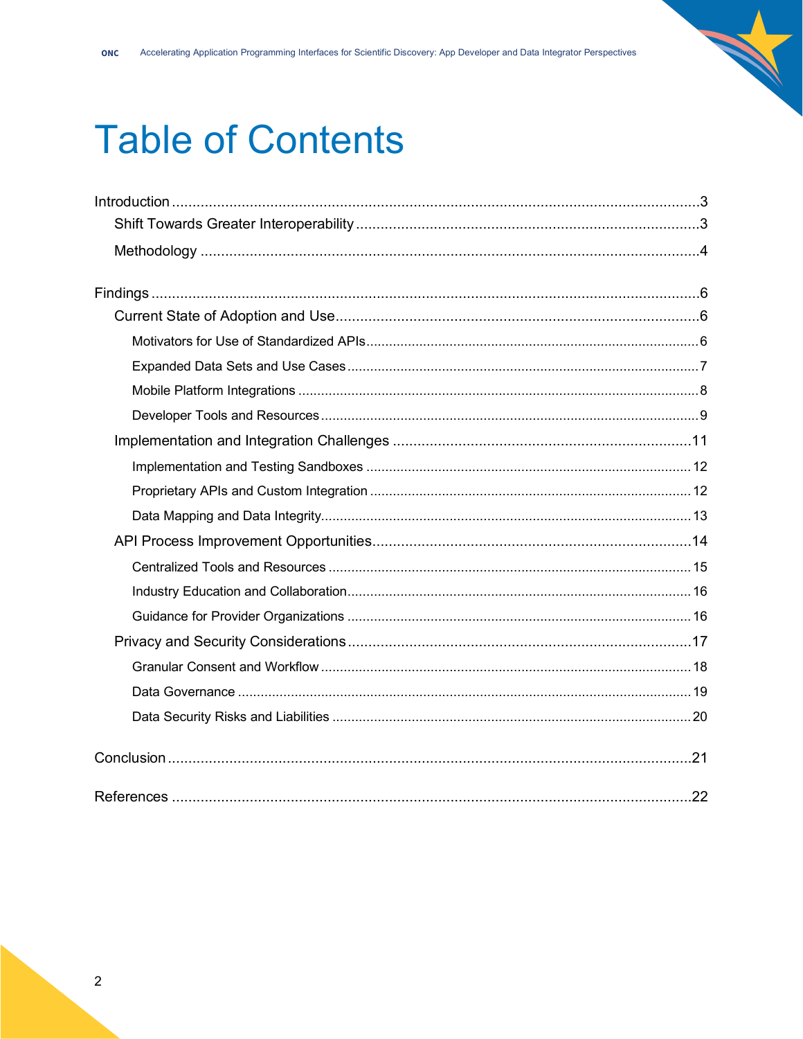# Table of Contents

- Introduction ..... 3
  - Shift Towards Greater Interoperability ..... 3
  - Methodology ..... 4
- Findings ..... 6
  - Current State of Adoption and Use ..... 6
    - Motivators for Use of Standardized APIs ..... 6
    - Expanded Data Sets and Use Cases ..... 7
    - Mobile Platform Integrations ..... 8
    - Developer Tools and Resources ..... 9
  - Implementation and Integration Challenges ..... 11
    - Implementation and Testing Sandboxes ..... 12
    - Proprietary APIs and Custom Integration ..... 12
    - Data Mapping and Data Integrity ..... 13
  - API Process Improvement Opportunities ..... 14
    - Centralized Tools and Resources ..... 15
    - Industry Education and Collaboration ..... 16
    - Guidance for Provider Organizations ..... 16
  - Privacy and Security Considerations ..... 17
    - Granular Consent and Workflow ..... 18
    - Data Governance ..... 19
    - Data Security Risks and Liabilities ..... 20
- Conclusion ..... 21
- References ..... 22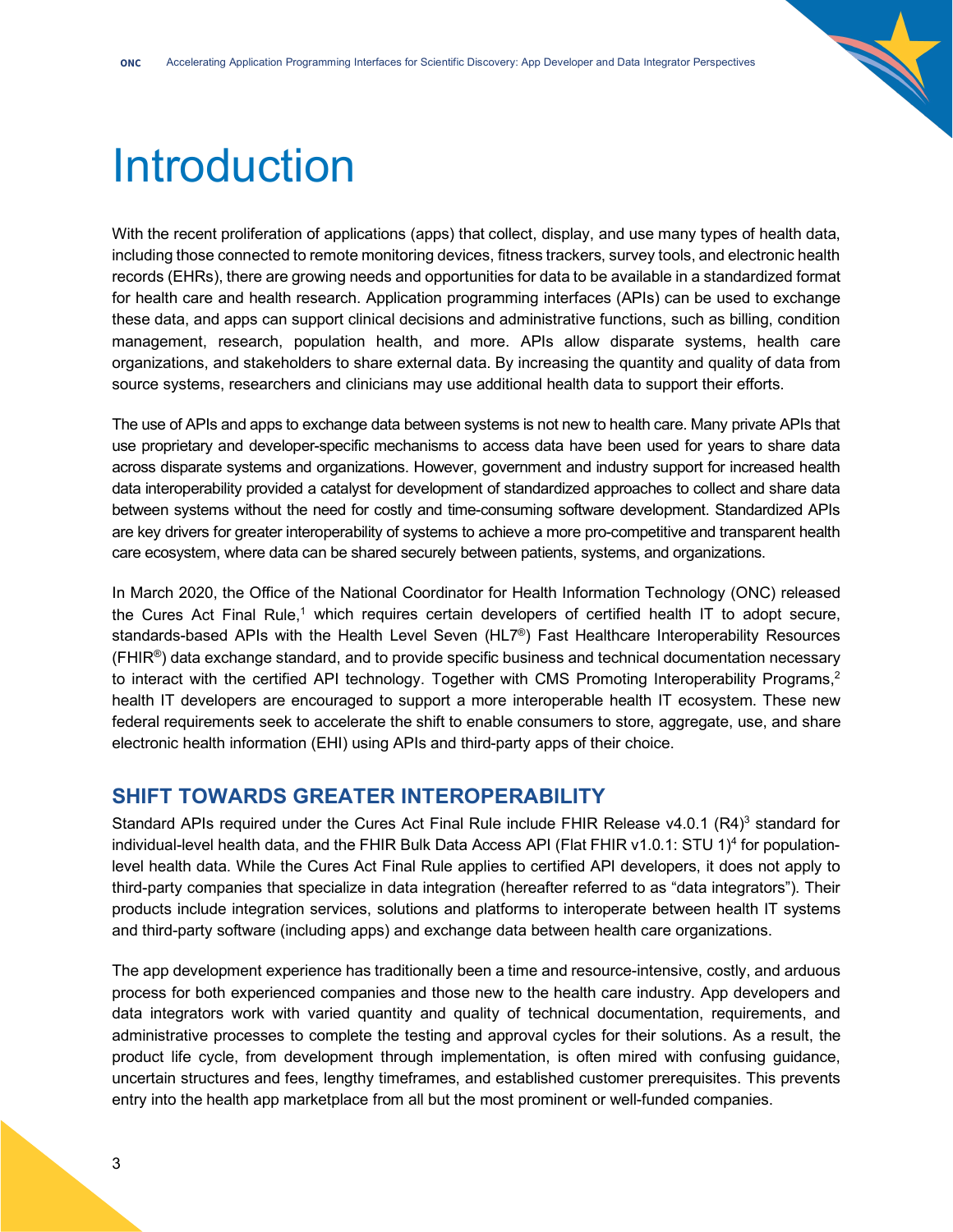# Introduction

With the recent proliferation of applications (apps) that collect, display, and use many types of health data, including those connected to remote monitoring devices, fitness trackers, survey tools, and electronic health records (EHRs), there are growing needs and opportunities for data to be available in a standardized format for health care and health research. Application programming interfaces (APIs) can be used to exchange these data, and apps can support clinical decisions and administrative functions, such as billing, condition management, research, population health, and more. APIs allow disparate systems, health care organizations, and stakeholders to share external data. By increasing the quantity and quality of data from source systems, researchers and clinicians may use additional health data to support their efforts.

The use of APIs and apps to exchange data between systems is not new to health care. Many private APIs that use proprietary and developer-specific mechanisms to access data have been used for years to share data across disparate systems and organizations. However, government and industry support for increased health data interoperability provided a catalyst for development of standardized approaches to collect and share data between systems without the need for costly and time-consuming software development. Standardized APIs are key drivers for greater interoperability of systems to achieve a more pro-competitive and transparent health care ecosystem, where data can be shared securely between patients, systems, and organizations.

In March 2020, the Office of the National Coordinator for Health Information Technology (ONC) released the Cures Act Final Rule,[1] which requires certain developers of certified health IT to adopt secure, standards-based APIs with the Health Level Seven (HL7®) Fast Healthcare Interoperability Resources (FHIR®) data exchange standard, and to provide specific business and technical documentation necessary to interact with the certified API technology. Together with CMS Promoting Interoperability Programs,[2] health IT developers are encouraged to support a more interoperable health IT ecosystem. These new federal requirements seek to accelerate the shift to enable consumers to store, aggregate, use, and share electronic health information (EHI) using APIs and third-party apps of their choice.

## SHIFT TOWARDS GREATER INTEROPERABILITY

Standard APIs required under the Cures Act Final Rule include FHIR Release v4.0.1 (R4)[3] standard for individual-level health data, and the FHIR Bulk Data Access API (Flat FHIR v1.0.1: STU 1)[4] for population-level health data. While the Cures Act Final Rule applies to certified API developers, it does not apply to third-party companies that specialize in data integration (hereafter referred to as "data integrators"). Their products include integration services, solutions and platforms to interoperate between health IT systems and third-party software (including apps) and exchange data between health care organizations.

The app development experience has traditionally been a time and resource-intensive, costly, and arduous process for both experienced companies and those new to the health care industry. App developers and data integrators work with varied quantity and quality of technical documentation, requirements, and administrative processes to complete the testing and approval cycles for their solutions. As a result, the product life cycle, from development through implementation, is often mired with confusing guidance, uncertain structures and fees, lengthy timeframes, and established customer prerequisites. This prevents entry into the health app marketplace from all but the most prominent or well-funded companies.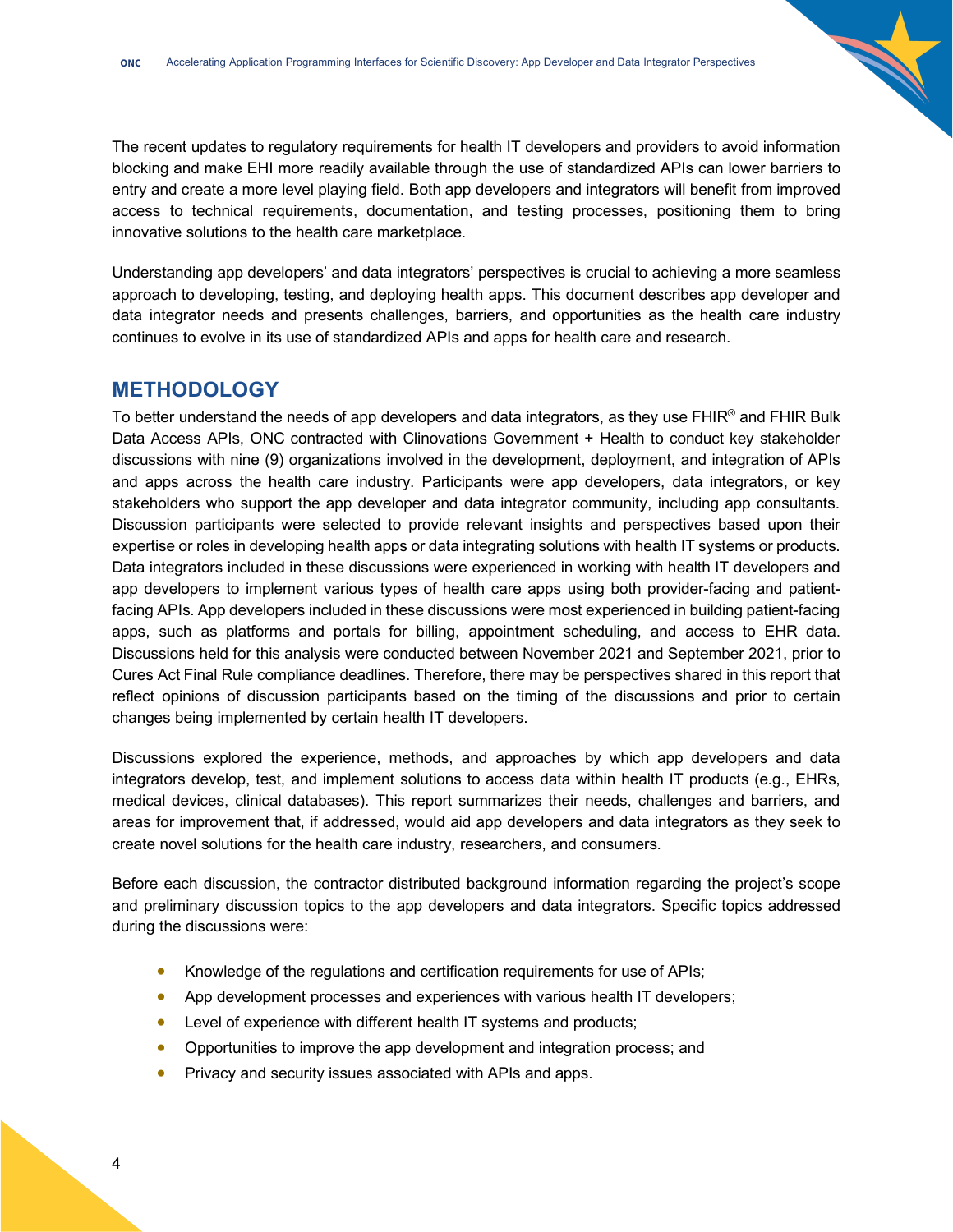The recent updates to regulatory requirements for health IT developers and providers to avoid information blocking and make EHI more readily available through the use of standardized APIs can lower barriers to entry and create a more level playing field. Both app developers and integrators will benefit from improved access to technical requirements, documentation, and testing processes, positioning them to bring innovative solutions to the health care marketplace.

Understanding app developers' and data integrators' perspectives is crucial to achieving a more seamless approach to developing, testing, and deploying health apps. This document describes app developer and data integrator needs and presents challenges, barriers, and opportunities as the health care industry continues to evolve in its use of standardized APIs and apps for health care and research.

## METHODOLOGY

To better understand the needs of app developers and data integrators, as they use FHIR® and FHIR Bulk Data Access APIs, ONC contracted with Clinovations Government + Health to conduct key stakeholder discussions with nine (9) organizations involved in the development, deployment, and integration of APIs and apps across the health care industry. Participants were app developers, data integrators, or key stakeholders who support the app developer and data integrator community, including app consultants. Discussion participants were selected to provide relevant insights and perspectives based upon their expertise or roles in developing health apps or data integrating solutions with health IT systems or products. Data integrators included in these discussions were experienced in working with health IT developers and app developers to implement various types of health care apps using both provider-facing and patient-facing APIs. App developers included in these discussions were most experienced in building patient-facing apps, such as platforms and portals for billing, appointment scheduling, and access to EHR data. Discussions held for this analysis were conducted between November 2021 and September 2021, prior to Cures Act Final Rule compliance deadlines. Therefore, there may be perspectives shared in this report that reflect opinions of discussion participants based on the timing of the discussions and prior to certain changes being implemented by certain health IT developers.

Discussions explored the experience, methods, and approaches by which app developers and data integrators develop, test, and implement solutions to access data within health IT products (e.g., EHRs, medical devices, clinical databases). This report summarizes their needs, challenges and barriers, and areas for improvement that, if addressed, would aid app developers and data integrators as they seek to create novel solutions for the health care industry, researchers, and consumers.

Before each discussion, the contractor distributed background information regarding the project's scope and preliminary discussion topics to the app developers and data integrators. Specific topics addressed during the discussions were:

- Knowledge of the regulations and certification requirements for use of APIs;
- App development processes and experiences with various health IT developers;
- Level of experience with different health IT systems and products;
- Opportunities to improve the app development and integration process; and
- Privacy and security issues associated with APIs and apps.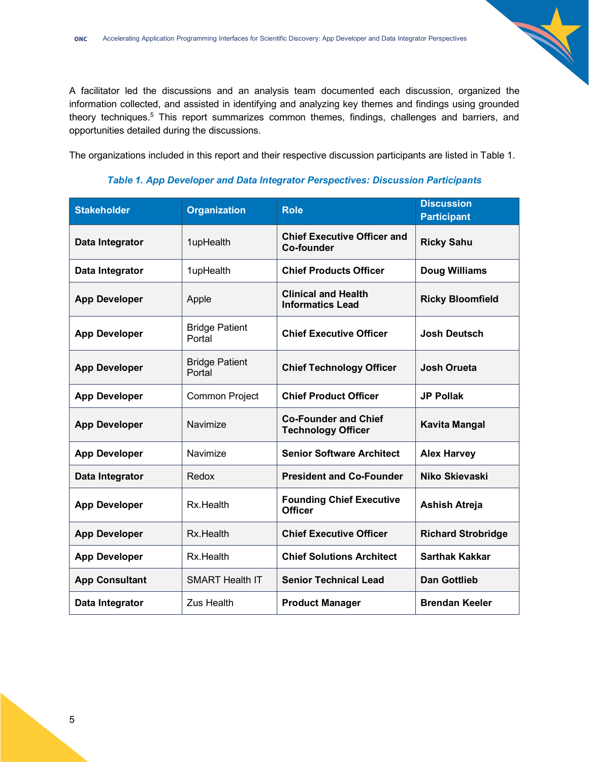A facilitator led the discussions and an analysis team documented each discussion, organized the information collected, and assisted in identifying and analyzing key themes and findings using grounded theory techniques.[5] This report summarizes common themes, findings, challenges and barriers, and opportunities detailed during the discussions.

The organizations included in this report and their respective discussion participants are listed in Table 1.

*Table 1. App Developer and Data Integrator Perspectives: Discussion Participants*

| Stakeholder | Organization | Role | Discussion Participant |
|---|---|---|---|
| **Data Integrator** | 1upHealth | **Chief Executive Officer and Co-founder** | **Ricky Sahu** |
| **Data Integrator** | 1upHealth | **Chief Products Officer** | **Doug Williams** |
| **App Developer** | Apple | **Clinical and Health Informatics Lead** | **Ricky Bloomfield** |
| **App Developer** | Bridge Patient Portal | **Chief Executive Officer** | **Josh Deutsch** |
| **App Developer** | Bridge Patient Portal | **Chief Technology Officer** | **Josh Orueta** |
| **App Developer** | Common Project | **Chief Product Officer** | **JP Pollak** |
| **App Developer** | Navimize | **Co-Founder and Chief Technology Officer** | **Kavita Mangal** |
| **App Developer** | Navimize | **Senior Software Architect** | **Alex Harvey** |
| **Data Integrator** | Redox | **President and Co-Founder** | **Niko Skievaski** |
| **App Developer** | Rx.Health | **Founding Chief Executive Officer** | **Ashish Atreja** |
| **App Developer** | Rx.Health | **Chief Executive Officer** | **Richard Strobridge** |
| **App Developer** | Rx.Health | **Chief Solutions Architect** | **Sarthak Kakkar** |
| **App Consultant** | SMART Health IT | **Senior Technical Lead** | **Dan Gottlieb** |
| **Data Integrator** | Zus Health | **Product Manager** | **Brendan Keeler** |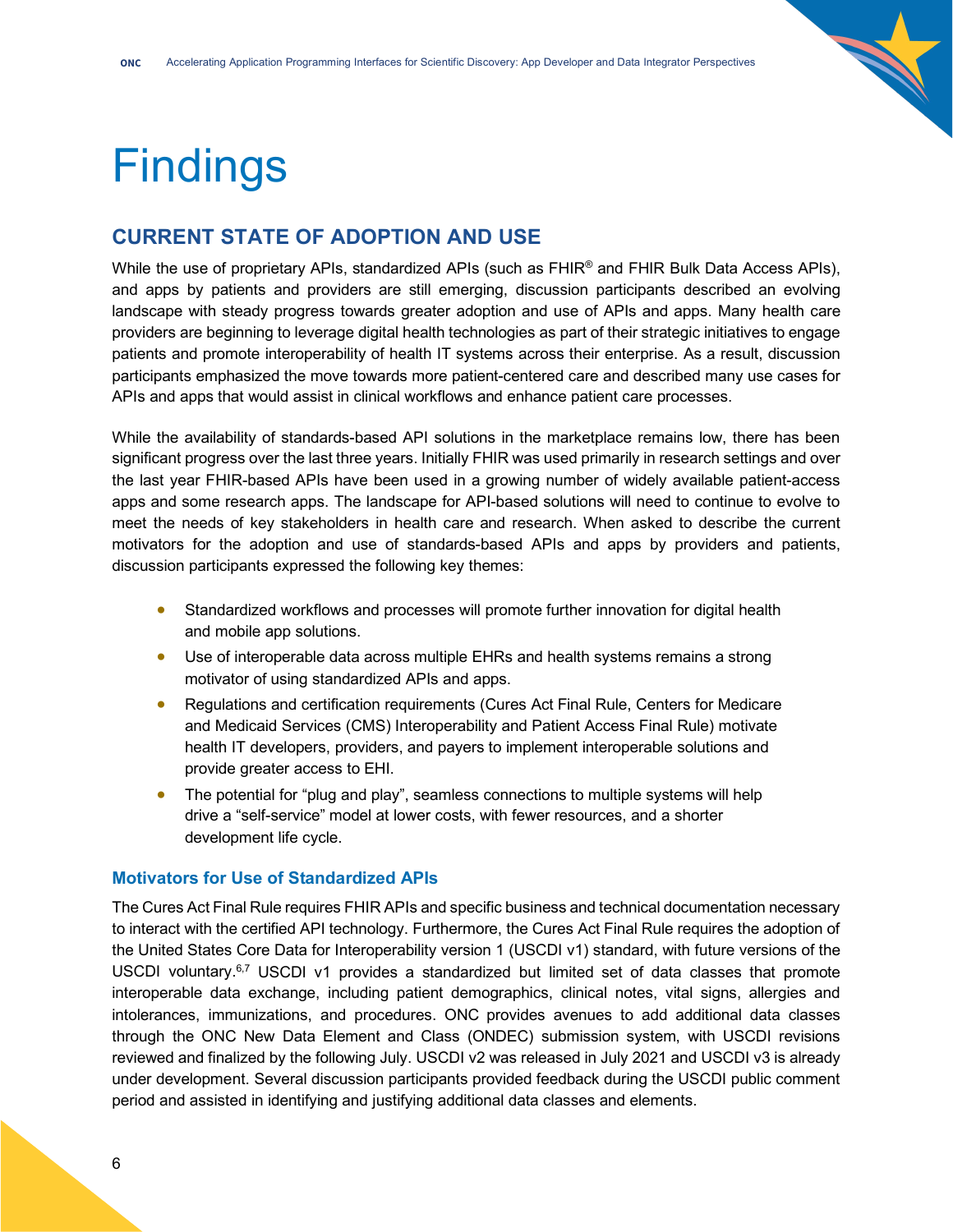# Findings

## CURRENT STATE OF ADOPTION AND USE

While the use of proprietary APIs, standardized APIs (such as FHIR® and FHIR Bulk Data Access APIs), and apps by patients and providers are still emerging, discussion participants described an evolving landscape with steady progress towards greater adoption and use of APIs and apps. Many health care providers are beginning to leverage digital health technologies as part of their strategic initiatives to engage patients and promote interoperability of health IT systems across their enterprise. As a result, discussion participants emphasized the move towards more patient-centered care and described many use cases for APIs and apps that would assist in clinical workflows and enhance patient care processes.

While the availability of standards-based API solutions in the marketplace remains low, there has been significant progress over the last three years. Initially FHIR was used primarily in research settings and over the last year FHIR-based APIs have been used in a growing number of widely available patient-access apps and some research apps. The landscape for API-based solutions will need to continue to evolve to meet the needs of key stakeholders in health care and research. When asked to describe the current motivators for the adoption and use of standards-based APIs and apps by providers and patients, discussion participants expressed the following key themes:

- Standardized workflows and processes will promote further innovation for digital health and mobile app solutions.
- Use of interoperable data across multiple EHRs and health systems remains a strong motivator of using standardized APIs and apps.
- Regulations and certification requirements (Cures Act Final Rule, Centers for Medicare and Medicaid Services (CMS) Interoperability and Patient Access Final Rule) motivate health IT developers, providers, and payers to implement interoperable solutions and provide greater access to EHI.
- The potential for "plug and play", seamless connections to multiple systems will help drive a "self-service" model at lower costs, with fewer resources, and a shorter development life cycle.

### Motivators for Use of Standardized APIs

The Cures Act Final Rule requires FHIR APIs and specific business and technical documentation necessary to interact with the certified API technology. Furthermore, the Cures Act Final Rule requires the adoption of the United States Core Data for Interoperability version 1 (USCDI v1) standard, with future versions of the USCDI voluntary.[6,7] USCDI v1 provides a standardized but limited set of data classes that promote interoperable data exchange, including patient demographics, clinical notes, vital signs, allergies and intolerances, immunizations, and procedures. ONC provides avenues to add additional data classes through the ONC New Data Element and Class (ONDEC) submission system, with USCDI revisions reviewed and finalized by the following July. USCDI v2 was released in July 2021 and USCDI v3 is already under development. Several discussion participants provided feedback during the USCDI public comment period and assisted in identifying and justifying additional data classes and elements.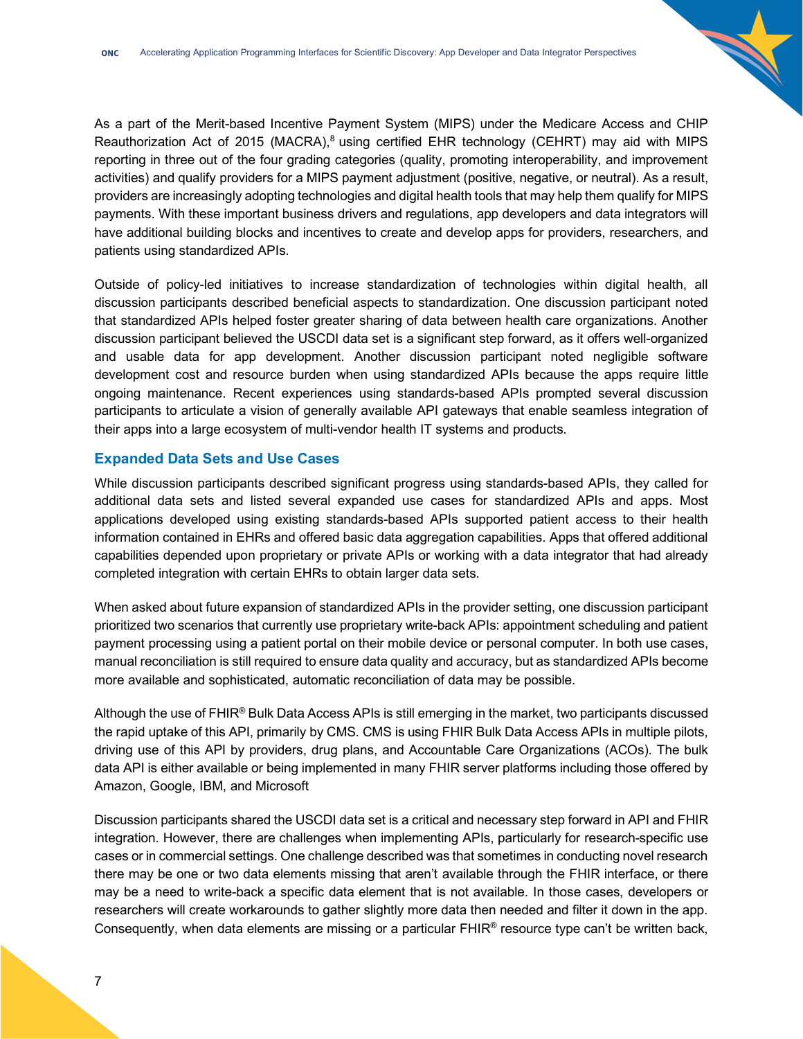As a part of the Merit-based Incentive Payment System (MIPS) under the Medicare Access and CHIP Reauthorization Act of 2015 (MACRA),[8] using certified EHR technology (CEHRT) may aid with MIPS reporting in three out of the four grading categories (quality, promoting interoperability, and improvement activities) and qualify providers for a MIPS payment adjustment (positive, negative, or neutral). As a result, providers are increasingly adopting technologies and digital health tools that may help them qualify for MIPS payments. With these important business drivers and regulations, app developers and data integrators will have additional building blocks and incentives to create and develop apps for providers, researchers, and patients using standardized APIs.

Outside of policy-led initiatives to increase standardization of technologies within digital health, all discussion participants described beneficial aspects to standardization. One discussion participant noted that standardized APIs helped foster greater sharing of data between health care organizations. Another discussion participant believed the USCDI data set is a significant step forward, as it offers well-organized and usable data for app development. Another discussion participant noted negligible software development cost and resource burden when using standardized APIs because the apps require little ongoing maintenance. Recent experiences using standards-based APIs prompted several discussion participants to articulate a vision of generally available API gateways that enable seamless integration of their apps into a large ecosystem of multi-vendor health IT systems and products.

### Expanded Data Sets and Use Cases

While discussion participants described significant progress using standards-based APIs, they called for additional data sets and listed several expanded use cases for standardized APIs and apps. Most applications developed using existing standards-based APIs supported patient access to their health information contained in EHRs and offered basic data aggregation capabilities. Apps that offered additional capabilities depended upon proprietary or private APIs or working with a data integrator that had already completed integration with certain EHRs to obtain larger data sets.

When asked about future expansion of standardized APIs in the provider setting, one discussion participant prioritized two scenarios that currently use proprietary write-back APIs: appointment scheduling and patient payment processing using a patient portal on their mobile device or personal computer. In both use cases, manual reconciliation is still required to ensure data quality and accuracy, but as standardized APIs become more available and sophisticated, automatic reconciliation of data may be possible.

Although the use of FHIR® Bulk Data Access APIs is still emerging in the market, two participants discussed the rapid uptake of this API, primarily by CMS. CMS is using FHIR Bulk Data Access APIs in multiple pilots, driving use of this API by providers, drug plans, and Accountable Care Organizations (ACOs). The bulk data API is either available or being implemented in many FHIR server platforms including those offered by Amazon, Google, IBM, and Microsoft

Discussion participants shared the USCDI data set is a critical and necessary step forward in API and FHIR integration. However, there are challenges when implementing APIs, particularly for research-specific use cases or in commercial settings. One challenge described was that sometimes in conducting novel research there may be one or two data elements missing that aren't available through the FHIR interface, or there may be a need to write-back a specific data element that is not available. In those cases, developers or researchers will create workarounds to gather slightly more data then needed and filter it down in the app. Consequently, when data elements are missing or a particular FHIR® resource type can't be written back,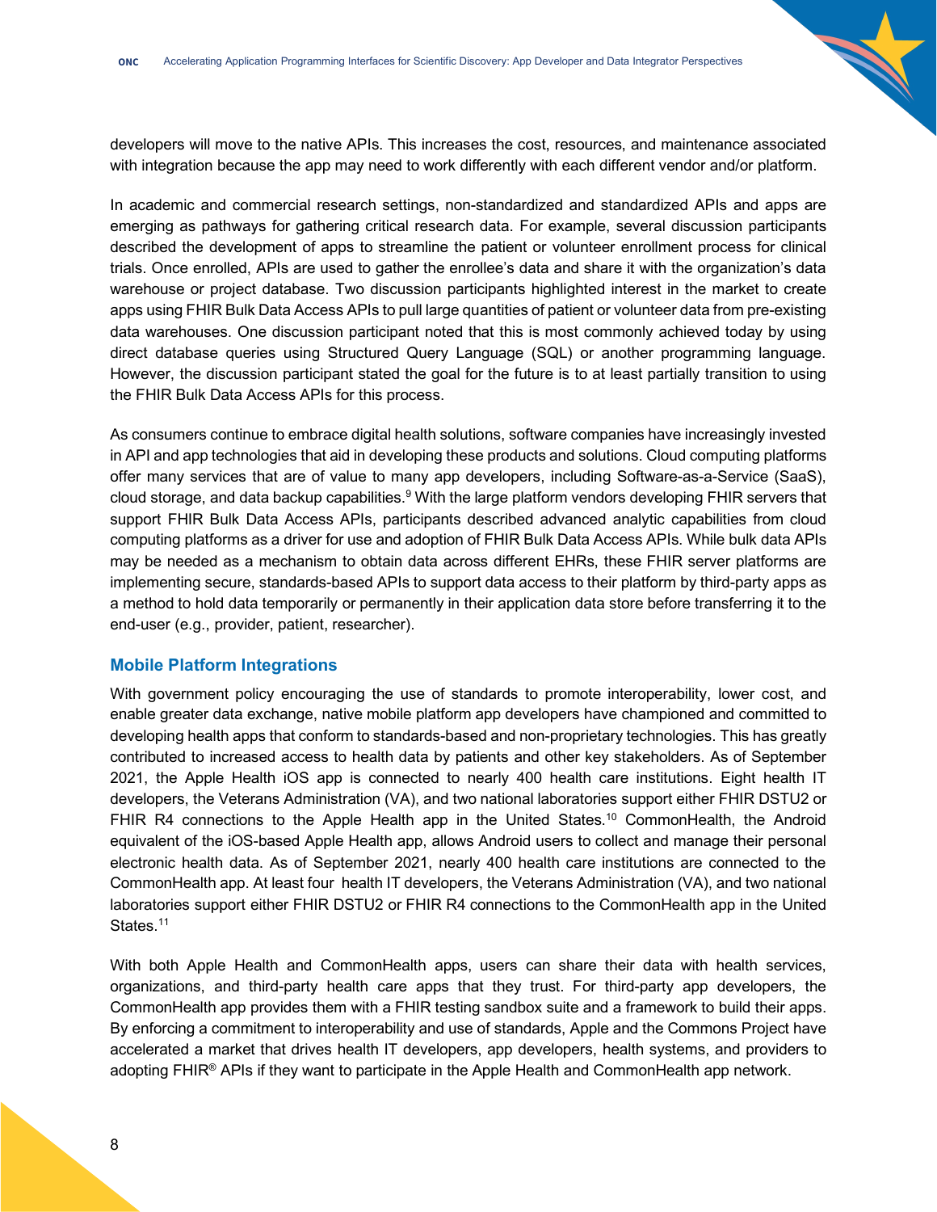developers will move to the native APIs. This increases the cost, resources, and maintenance associated with integration because the app may need to work differently with each different vendor and/or platform.

In academic and commercial research settings, non-standardized and standardized APIs and apps are emerging as pathways for gathering critical research data. For example, several discussion participants described the development of apps to streamline the patient or volunteer enrollment process for clinical trials. Once enrolled, APIs are used to gather the enrollee's data and share it with the organization's data warehouse or project database. Two discussion participants highlighted interest in the market to create apps using FHIR Bulk Data Access APIs to pull large quantities of patient or volunteer data from pre-existing data warehouses. One discussion participant noted that this is most commonly achieved today by using direct database queries using Structured Query Language (SQL) or another programming language. However, the discussion participant stated the goal for the future is to at least partially transition to using the FHIR Bulk Data Access APIs for this process.

As consumers continue to embrace digital health solutions, software companies have increasingly invested in API and app technologies that aid in developing these products and solutions. Cloud computing platforms offer many services that are of value to many app developers, including Software-as-a-Service (SaaS), cloud storage, and data backup capabilities.[9] With the large platform vendors developing FHIR servers that support FHIR Bulk Data Access APIs, participants described advanced analytic capabilities from cloud computing platforms as a driver for use and adoption of FHIR Bulk Data Access APIs. While bulk data APIs may be needed as a mechanism to obtain data across different EHRs, these FHIR server platforms are implementing secure, standards-based APIs to support data access to their platform by third-party apps as a method to hold data temporarily or permanently in their application data store before transferring it to the end-user (e.g., provider, patient, researcher).

## Mobile Platform Integrations

With government policy encouraging the use of standards to promote interoperability, lower cost, and enable greater data exchange, native mobile platform app developers have championed and committed to developing health apps that conform to standards-based and non-proprietary technologies. This has greatly contributed to increased access to health data by patients and other key stakeholders. As of September 2021, the Apple Health iOS app is connected to nearly 400 health care institutions. Eight health IT developers, the Veterans Administration (VA), and two national laboratories support either FHIR DSTU2 or FHIR R4 connections to the Apple Health app in the United States.[10] CommonHealth, the Android equivalent of the iOS-based Apple Health app, allows Android users to collect and manage their personal electronic health data. As of September 2021, nearly 400 health care institutions are connected to the CommonHealth app. At least four health IT developers, the Veterans Administration (VA), and two national laboratories support either FHIR DSTU2 or FHIR R4 connections to the CommonHealth app in the United States.[11]

With both Apple Health and CommonHealth apps, users can share their data with health services, organizations, and third-party health care apps that they trust. For third-party app developers, the CommonHealth app provides them with a FHIR testing sandbox suite and a framework to build their apps. By enforcing a commitment to interoperability and use of standards, Apple and the Commons Project have accelerated a market that drives health IT developers, app developers, health systems, and providers to adopting FHIR® APIs if they want to participate in the Apple Health and CommonHealth app network.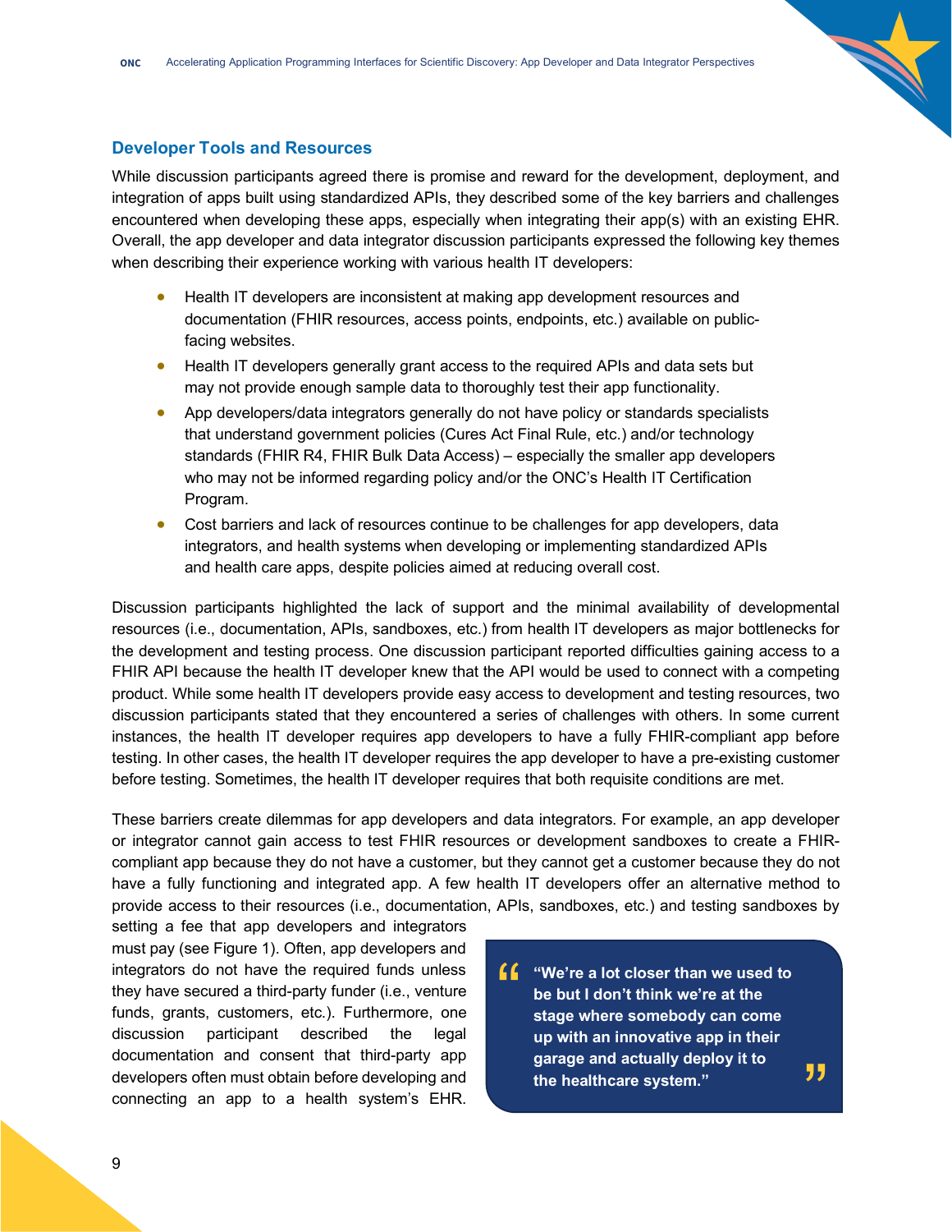### Developer Tools and Resources

While discussion participants agreed there is promise and reward for the development, deployment, and integration of apps built using standardized APIs, they described some of the key barriers and challenges encountered when developing these apps, especially when integrating their app(s) with an existing EHR. Overall, the app developer and data integrator discussion participants expressed the following key themes when describing their experience working with various health IT developers:

- Health IT developers are inconsistent at making app development resources and documentation (FHIR resources, access points, endpoints, etc.) available on public-facing websites.
- Health IT developers generally grant access to the required APIs and data sets but may not provide enough sample data to thoroughly test their app functionality.
- App developers/data integrators generally do not have policy or standards specialists that understand government policies (Cures Act Final Rule, etc.) and/or technology standards (FHIR R4, FHIR Bulk Data Access) – especially the smaller app developers who may not be informed regarding policy and/or the ONC's Health IT Certification Program.
- Cost barriers and lack of resources continue to be challenges for app developers, data integrators, and health systems when developing or implementing standardized APIs and health care apps, despite policies aimed at reducing overall cost.

Discussion participants highlighted the lack of support and the minimal availability of developmental resources (i.e., documentation, APIs, sandboxes, etc.) from health IT developers as major bottlenecks for the development and testing process. One discussion participant reported difficulties gaining access to a FHIR API because the health IT developer knew that the API would be used to connect with a competing product. While some health IT developers provide easy access to development and testing resources, two discussion participants stated that they encountered a series of challenges with others. In some current instances, the health IT developer requires app developers to have a fully FHIR-compliant app before testing. In other cases, the health IT developer requires the app developer to have a pre-existing customer before testing. Sometimes, the health IT developer requires that both requisite conditions are met.

These barriers create dilemmas for app developers and data integrators. For example, an app developer or integrator cannot gain access to test FHIR resources or development sandboxes to create a FHIR-compliant app because they do not have a customer, but they cannot get a customer because they do not have a fully functioning and integrated app. A few health IT developers offer an alternative method to provide access to their resources (i.e., documentation, APIs, sandboxes, etc.) and testing sandboxes by setting a fee that app developers and integrators must pay (see Figure 1). Often, app developers and integrators do not have the required funds unless they have secured a third-party funder (i.e., venture funds, grants, customers, etc.). Furthermore, one discussion participant described the legal documentation and consent that third-party app developers often must obtain before developing and connecting an app to a health system's EHR.

> **"We're a lot closer than we used to be but I don't think we're at the stage where somebody can come up with an innovative app in their garage and actually deploy it to the healthcare system."**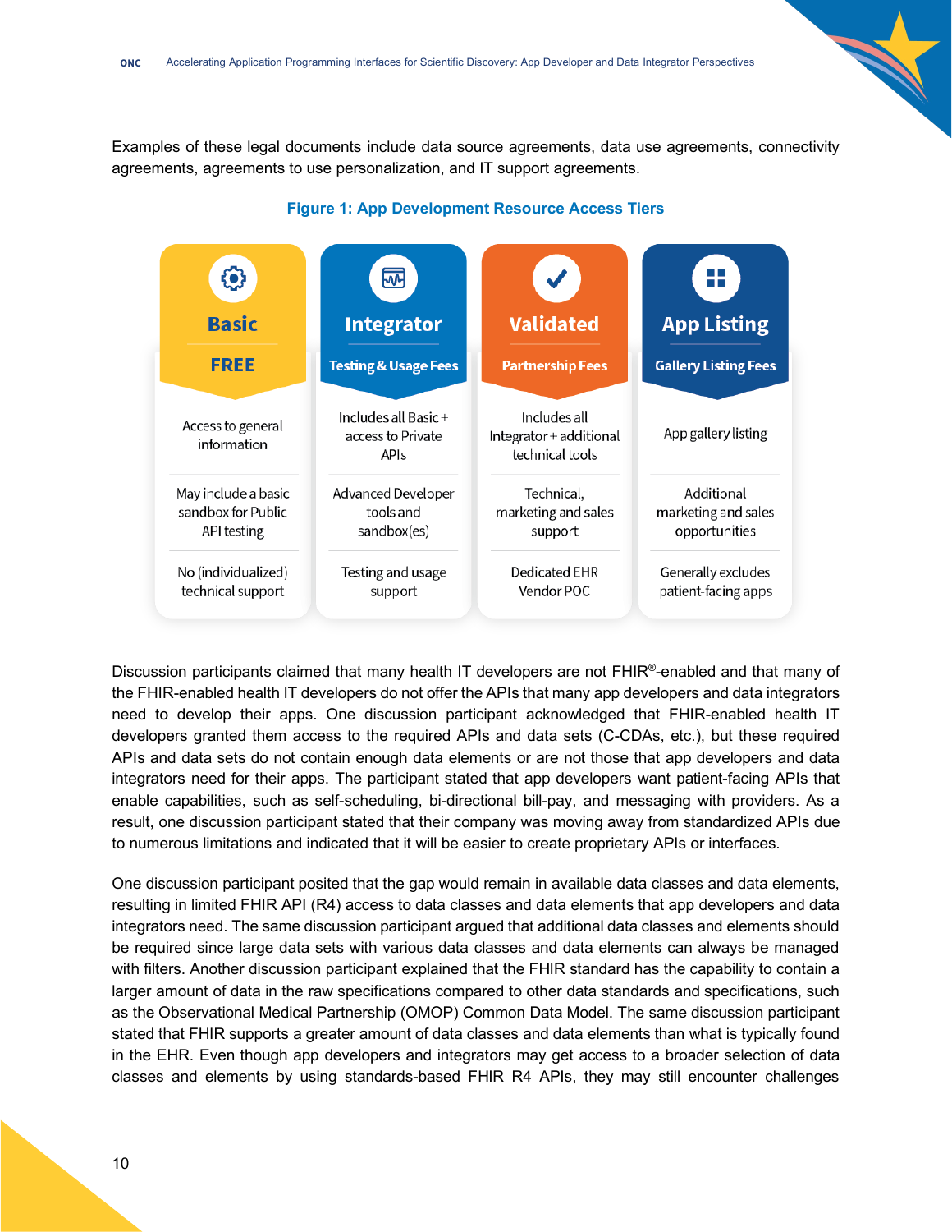Examples of these legal documents include data source agreements, data use agreements, connectivity agreements, agreements to use personalization, and IT support agreements.

**Figure 1: App Development Resource Access Tiers**

| Basic | Integrator | Validated | App Listing |
| --- | --- | --- | --- |
| FREE | Testing & Usage Fees | Partnership Fees | Gallery Listing Fees |
| Access to general information | Includes all Basic + access to Private APIs | Includes all Integrator + additional technical tools | App gallery listing |
| May include a basic sandbox for Public API testing | Advanced Developer tools and sandbox(es) | Technical, marketing and sales support | Additional marketing and sales opportunities |
| No (individualized) technical support | Testing and usage support | Dedicated EHR Vendor POC | Generally excludes patient-facing apps |

Discussion participants claimed that many health IT developers are not FHIR®-enabled and that many of the FHIR-enabled health IT developers do not offer the APIs that many app developers and data integrators need to develop their apps. One discussion participant acknowledged that FHIR-enabled health IT developers granted them access to the required APIs and data sets (C-CDAs, etc.), but these required APIs and data sets do not contain enough data elements or are not those that app developers and data integrators need for their apps. The participant stated that app developers want patient-facing APIs that enable capabilities, such as self-scheduling, bi-directional bill-pay, and messaging with providers. As a result, one discussion participant stated that their company was moving away from standardized APIs due to numerous limitations and indicated that it will be easier to create proprietary APIs or interfaces.

One discussion participant posited that the gap would remain in available data classes and data elements, resulting in limited FHIR API (R4) access to data classes and data elements that app developers and data integrators need. The same discussion participant argued that additional data classes and elements should be required since large data sets with various data classes and data elements can always be managed with filters. Another discussion participant explained that the FHIR standard has the capability to contain a larger amount of data in the raw specifications compared to other data standards and specifications, such as the Observational Medical Partnership (OMOP) Common Data Model. The same discussion participant stated that FHIR supports a greater amount of data classes and data elements than what is typically found in the EHR. Even though app developers and integrators may get access to a broader selection of data classes and elements by using standards-based FHIR R4 APIs, they may still encounter challenges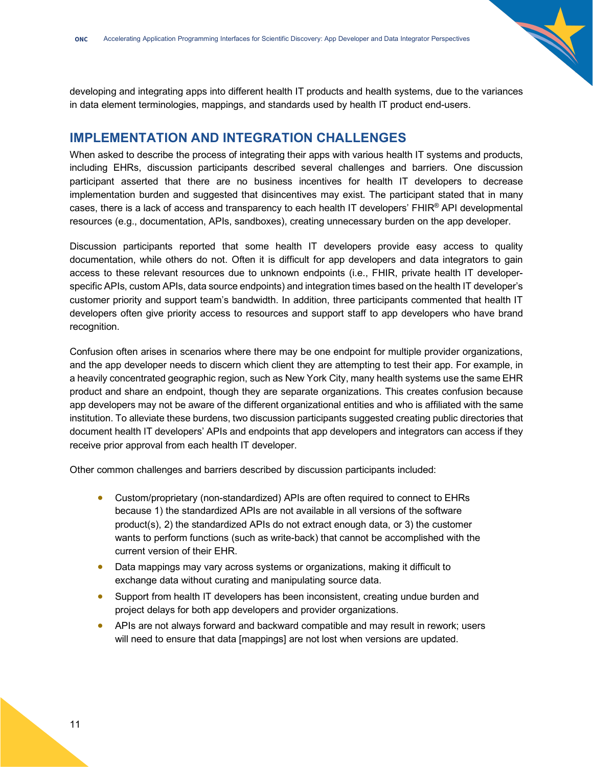developing and integrating apps into different health IT products and health systems, due to the variances in data element terminologies, mappings, and standards used by health IT product end-users.

## IMPLEMENTATION AND INTEGRATION CHALLENGES

When asked to describe the process of integrating their apps with various health IT systems and products, including EHRs, discussion participants described several challenges and barriers. One discussion participant asserted that there are no business incentives for health IT developers to decrease implementation burden and suggested that disincentives may exist. The participant stated that in many cases, there is a lack of access and transparency to each health IT developers' FHIR® API developmental resources (e.g., documentation, APIs, sandboxes), creating unnecessary burden on the app developer.

Discussion participants reported that some health IT developers provide easy access to quality documentation, while others do not. Often it is difficult for app developers and data integrators to gain access to these relevant resources due to unknown endpoints (i.e., FHIR, private health IT developer-specific APIs, custom APIs, data source endpoints) and integration times based on the health IT developer's customer priority and support team's bandwidth. In addition, three participants commented that health IT developers often give priority access to resources and support staff to app developers who have brand recognition.

Confusion often arises in scenarios where there may be one endpoint for multiple provider organizations, and the app developer needs to discern which client they are attempting to test their app. For example, in a heavily concentrated geographic region, such as New York City, many health systems use the same EHR product and share an endpoint, though they are separate organizations. This creates confusion because app developers may not be aware of the different organizational entities and who is affiliated with the same institution. To alleviate these burdens, two discussion participants suggested creating public directories that document health IT developers' APIs and endpoints that app developers and integrators can access if they receive prior approval from each health IT developer.

Other common challenges and barriers described by discussion participants included:

- Custom/proprietary (non-standardized) APIs are often required to connect to EHRs because 1) the standardized APIs are not available in all versions of the software product(s), 2) the standardized APIs do not extract enough data, or 3) the customer wants to perform functions (such as write-back) that cannot be accomplished with the current version of their EHR.
- Data mappings may vary across systems or organizations, making it difficult to exchange data without curating and manipulating source data.
- Support from health IT developers has been inconsistent, creating undue burden and project delays for both app developers and provider organizations.
- APIs are not always forward and backward compatible and may result in rework; users will need to ensure that data [mappings] are not lost when versions are updated.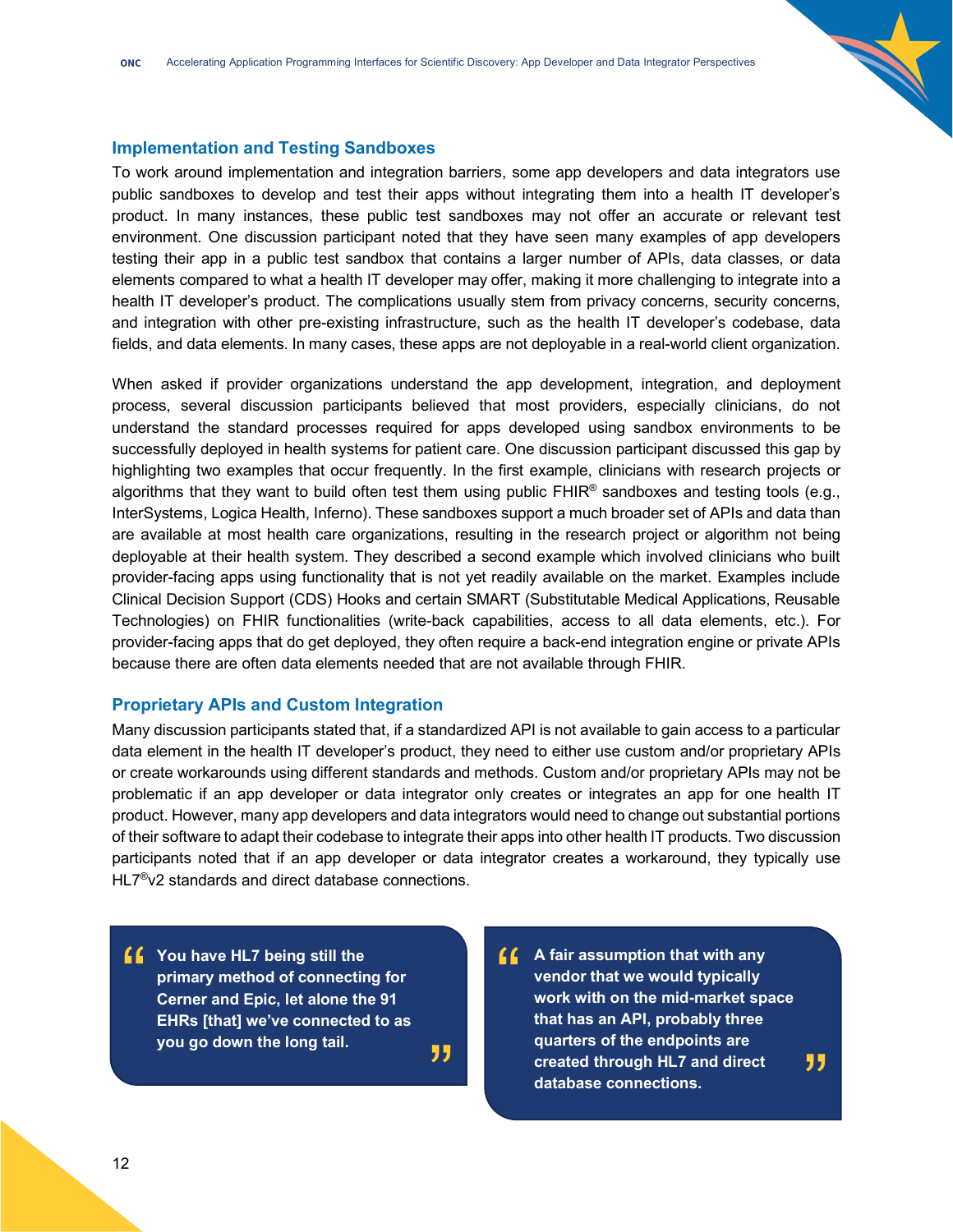## Implementation and Testing Sandboxes

To work around implementation and integration barriers, some app developers and data integrators use public sandboxes to develop and test their apps without integrating them into a health IT developer's product. In many instances, these public test sandboxes may not offer an accurate or relevant test environment. One discussion participant noted that they have seen many examples of app developers testing their app in a public test sandbox that contains a larger number of APIs, data classes, or data elements compared to what a health IT developer may offer, making it more challenging to integrate into a health IT developer's product. The complications usually stem from privacy concerns, security concerns, and integration with other pre-existing infrastructure, such as the health IT developer's codebase, data fields, and data elements. In many cases, these apps are not deployable in a real-world client organization.

When asked if provider organizations understand the app development, integration, and deployment process, several discussion participants believed that most providers, especially clinicians, do not understand the standard processes required for apps developed using sandbox environments to be successfully deployed in health systems for patient care. One discussion participant discussed this gap by highlighting two examples that occur frequently. In the first example, clinicians with research projects or algorithms that they want to build often test them using public FHIR® sandboxes and testing tools (e.g., InterSystems, Logica Health, Inferno). These sandboxes support a much broader set of APIs and data than are available at most health care organizations, resulting in the research project or algorithm not being deployable at their health system. They described a second example which involved clinicians who built provider-facing apps using functionality that is not yet readily available on the market. Examples include Clinical Decision Support (CDS) Hooks and certain SMART (Substitutable Medical Applications, Reusable Technologies) on FHIR functionalities (write-back capabilities, access to all data elements, etc.). For provider-facing apps that do get deployed, they often require a back-end integration engine or private APIs because there are often data elements needed that are not available through FHIR.

## Proprietary APIs and Custom Integration

Many discussion participants stated that, if a standardized API is not available to gain access to a particular data element in the health IT developer's product, they need to either use custom and/or proprietary APIs or create workarounds using different standards and methods. Custom and/or proprietary APIs may not be problematic if an app developer or data integrator only creates or integrates an app for one health IT product. However, many app developers and data integrators would need to change out substantial portions of their software to adapt their codebase to integrate their apps into other health IT products. Two discussion participants noted that if an app developer or data integrator creates a workaround, they typically use HL7®v2 standards and direct database connections.

> **"You have HL7 being still the primary method of connecting for Cerner and Epic, let alone the 91 EHRs [that] we've connected to as you go down the long tail."**

> **"A fair assumption that with any vendor that we would typically work with on the mid-market space that has an API, probably three quarters of the endpoints are created through HL7 and direct database connections."**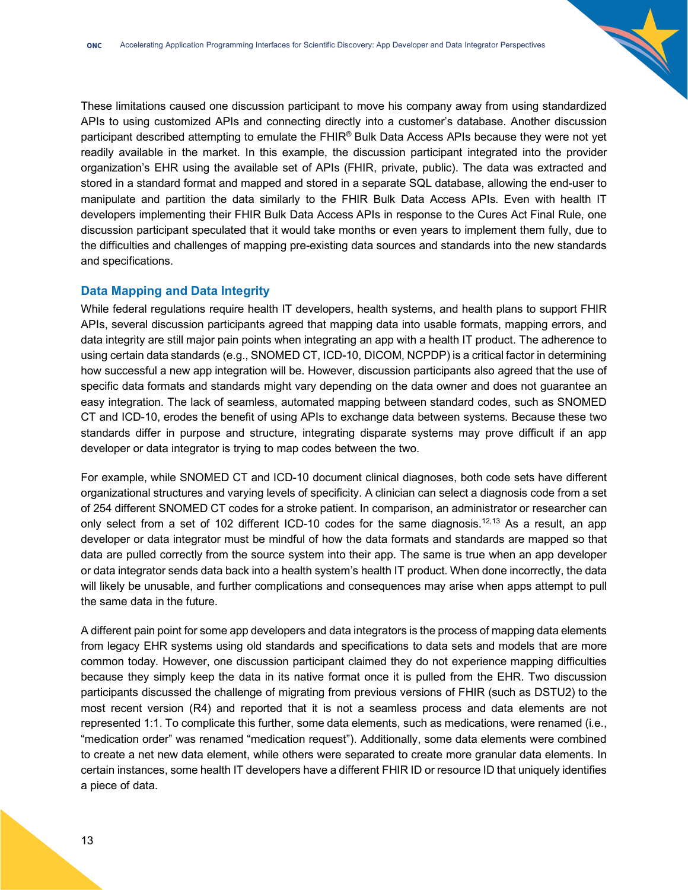These limitations caused one discussion participant to move his company away from using standardized APIs to using customized APIs and connecting directly into a customer's database. Another discussion participant described attempting to emulate the FHIR® Bulk Data Access APIs because they were not yet readily available in the market. In this example, the discussion participant integrated into the provider organization's EHR using the available set of APIs (FHIR, private, public). The data was extracted and stored in a standard format and mapped and stored in a separate SQL database, allowing the end-user to manipulate and partition the data similarly to the FHIR Bulk Data Access APIs. Even with health IT developers implementing their FHIR Bulk Data Access APIs in response to the Cures Act Final Rule, one discussion participant speculated that it would take months or even years to implement them fully, due to the difficulties and challenges of mapping pre-existing data sources and standards into the new standards and specifications.

### Data Mapping and Data Integrity

While federal regulations require health IT developers, health systems, and health plans to support FHIR APIs, several discussion participants agreed that mapping data into usable formats, mapping errors, and data integrity are still major pain points when integrating an app with a health IT product. The adherence to using certain data standards (e.g., SNOMED CT, ICD-10, DICOM, NCPDP) is a critical factor in determining how successful a new app integration will be. However, discussion participants also agreed that the use of specific data formats and standards might vary depending on the data owner and does not guarantee an easy integration. The lack of seamless, automated mapping between standard codes, such as SNOMED CT and ICD-10, erodes the benefit of using APIs to exchange data between systems. Because these two standards differ in purpose and structure, integrating disparate systems may prove difficult if an app developer or data integrator is trying to map codes between the two.

For example, while SNOMED CT and ICD-10 document clinical diagnoses, both code sets have different organizational structures and varying levels of specificity. A clinician can select a diagnosis code from a set of 254 different SNOMED CT codes for a stroke patient. In comparison, an administrator or researcher can only select from a set of 102 different ICD-10 codes for the same diagnosis.[12,13] As a result, an app developer or data integrator must be mindful of how the data formats and standards are mapped so that data are pulled correctly from the source system into their app. The same is true when an app developer or data integrator sends data back into a health system's health IT product. When done incorrectly, the data will likely be unusable, and further complications and consequences may arise when apps attempt to pull the same data in the future.

A different pain point for some app developers and data integrators is the process of mapping data elements from legacy EHR systems using old standards and specifications to data sets and models that are more common today. However, one discussion participant claimed they do not experience mapping difficulties because they simply keep the data in its native format once it is pulled from the EHR. Two discussion participants discussed the challenge of migrating from previous versions of FHIR (such as DSTU2) to the most recent version (R4) and reported that it is not a seamless process and data elements are not represented 1:1. To complicate this further, some data elements, such as medications, were renamed (i.e., "medication order" was renamed "medication request"). Additionally, some data elements were combined to create a net new data element, while others were separated to create more granular data elements. In certain instances, some health IT developers have a different FHIR ID or resource ID that uniquely identifies a piece of data.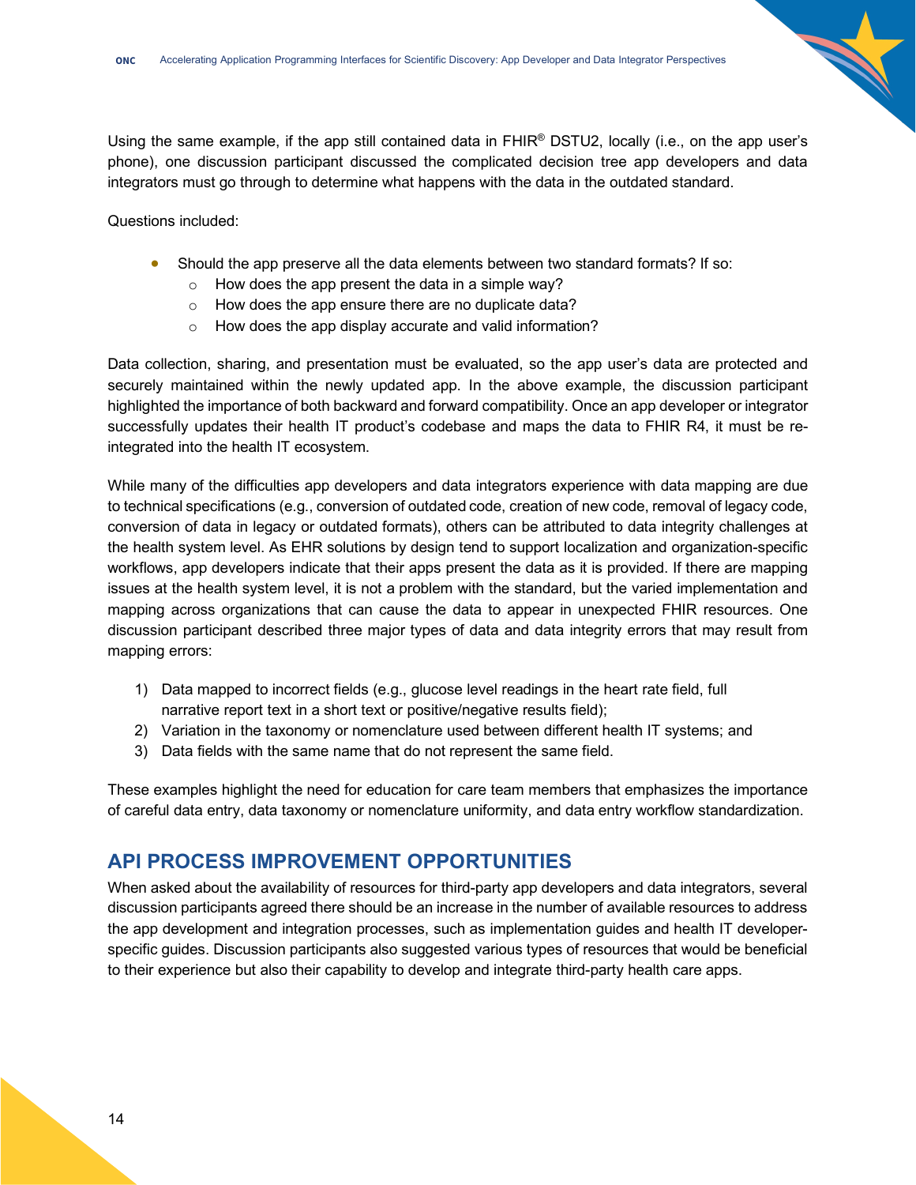Using the same example, if the app still contained data in FHIR® DSTU2, locally (i.e., on the app user's phone), one discussion participant discussed the complicated decision tree app developers and data integrators must go through to determine what happens with the data in the outdated standard.

Questions included:

- Should the app preserve all the data elements between two standard formats? If so:
  - How does the app present the data in a simple way?
  - How does the app ensure there are no duplicate data?
  - How does the app display accurate and valid information?

Data collection, sharing, and presentation must be evaluated, so the app user's data are protected and securely maintained within the newly updated app. In the above example, the discussion participant highlighted the importance of both backward and forward compatibility. Once an app developer or integrator successfully updates their health IT product's codebase and maps the data to FHIR R4, it must be re-integrated into the health IT ecosystem.

While many of the difficulties app developers and data integrators experience with data mapping are due to technical specifications (e.g., conversion of outdated code, creation of new code, removal of legacy code, conversion of data in legacy or outdated formats), others can be attributed to data integrity challenges at the health system level. As EHR solutions by design tend to support localization and organization-specific workflows, app developers indicate that their apps present the data as it is provided. If there are mapping issues at the health system level, it is not a problem with the standard, but the varied implementation and mapping across organizations that can cause the data to appear in unexpected FHIR resources. One discussion participant described three major types of data and data integrity errors that may result from mapping errors:

1) Data mapped to incorrect fields (e.g., glucose level readings in the heart rate field, full narrative report text in a short text or positive/negative results field);
2) Variation in the taxonomy or nomenclature used between different health IT systems; and
3) Data fields with the same name that do not represent the same field.

These examples highlight the need for education for care team members that emphasizes the importance of careful data entry, data taxonomy or nomenclature uniformity, and data entry workflow standardization.

## API PROCESS IMPROVEMENT OPPORTUNITIES

When asked about the availability of resources for third-party app developers and data integrators, several discussion participants agreed there should be an increase in the number of available resources to address the app development and integration processes, such as implementation guides and health IT developer-specific guides. Discussion participants also suggested various types of resources that would be beneficial to their experience but also their capability to develop and integrate third-party health care apps.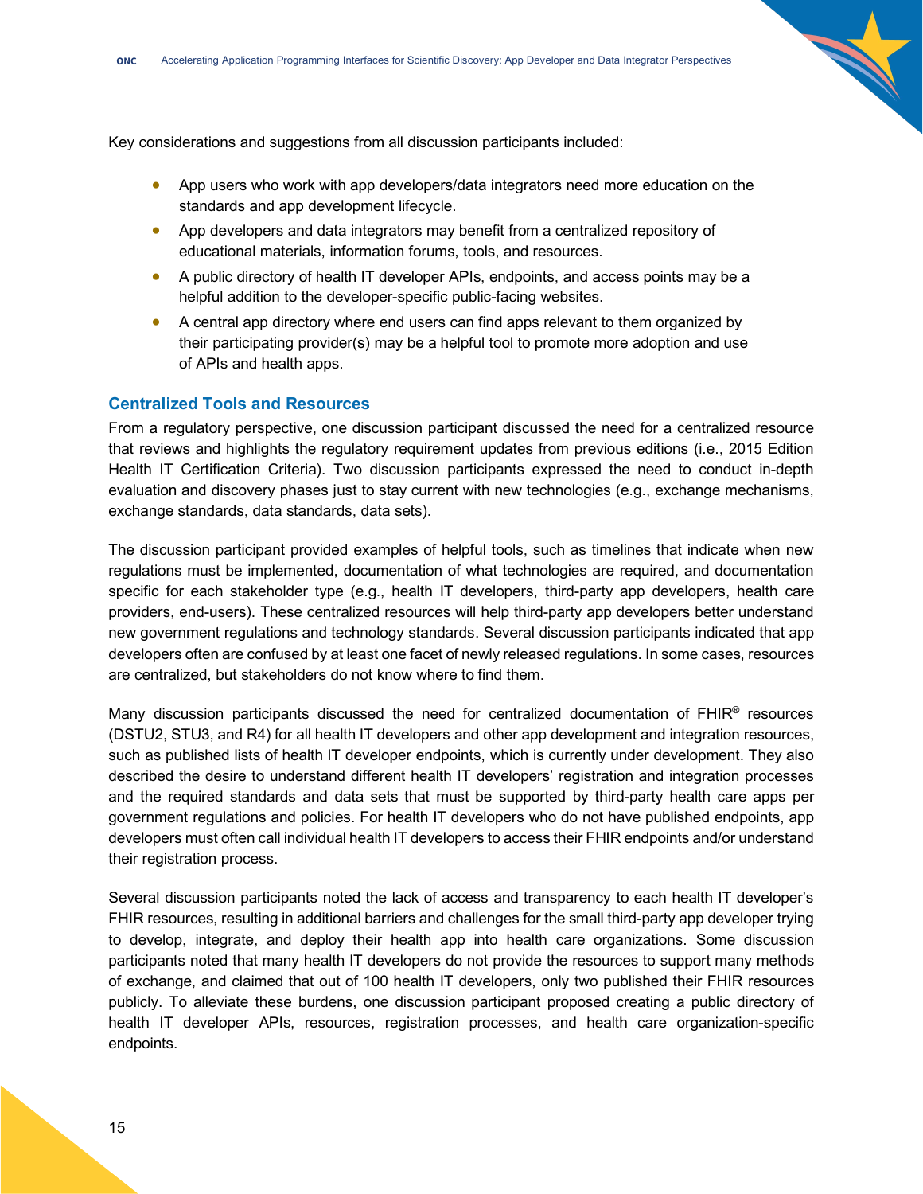Key considerations and suggestions from all discussion participants included:

- App users who work with app developers/data integrators need more education on the standards and app development lifecycle.
- App developers and data integrators may benefit from a centralized repository of educational materials, information forums, tools, and resources.
- A public directory of health IT developer APIs, endpoints, and access points may be a helpful addition to the developer-specific public-facing websites.
- A central app directory where end users can find apps relevant to them organized by their participating provider(s) may be a helpful tool to promote more adoption and use of APIs and health apps.

## Centralized Tools and Resources

From a regulatory perspective, one discussion participant discussed the need for a centralized resource that reviews and highlights the regulatory requirement updates from previous editions (i.e., 2015 Edition Health IT Certification Criteria). Two discussion participants expressed the need to conduct in-depth evaluation and discovery phases just to stay current with new technologies (e.g., exchange mechanisms, exchange standards, data standards, data sets).

The discussion participant provided examples of helpful tools, such as timelines that indicate when new regulations must be implemented, documentation of what technologies are required, and documentation specific for each stakeholder type (e.g., health IT developers, third-party app developers, health care providers, end-users). These centralized resources will help third-party app developers better understand new government regulations and technology standards. Several discussion participants indicated that app developers often are confused by at least one facet of newly released regulations. In some cases, resources are centralized, but stakeholders do not know where to find them.

Many discussion participants discussed the need for centralized documentation of FHIR® resources (DSTU2, STU3, and R4) for all health IT developers and other app development and integration resources, such as published lists of health IT developer endpoints, which is currently under development. They also described the desire to understand different health IT developers' registration and integration processes and the required standards and data sets that must be supported by third-party health care apps per government regulations and policies. For health IT developers who do not have published endpoints, app developers must often call individual health IT developers to access their FHIR endpoints and/or understand their registration process.

Several discussion participants noted the lack of access and transparency to each health IT developer's FHIR resources, resulting in additional barriers and challenges for the small third-party app developer trying to develop, integrate, and deploy their health app into health care organizations. Some discussion participants noted that many health IT developers do not provide the resources to support many methods of exchange, and claimed that out of 100 health IT developers, only two published their FHIR resources publicly. To alleviate these burdens, one discussion participant proposed creating a public directory of health IT developer APIs, resources, registration processes, and health care organization-specific endpoints.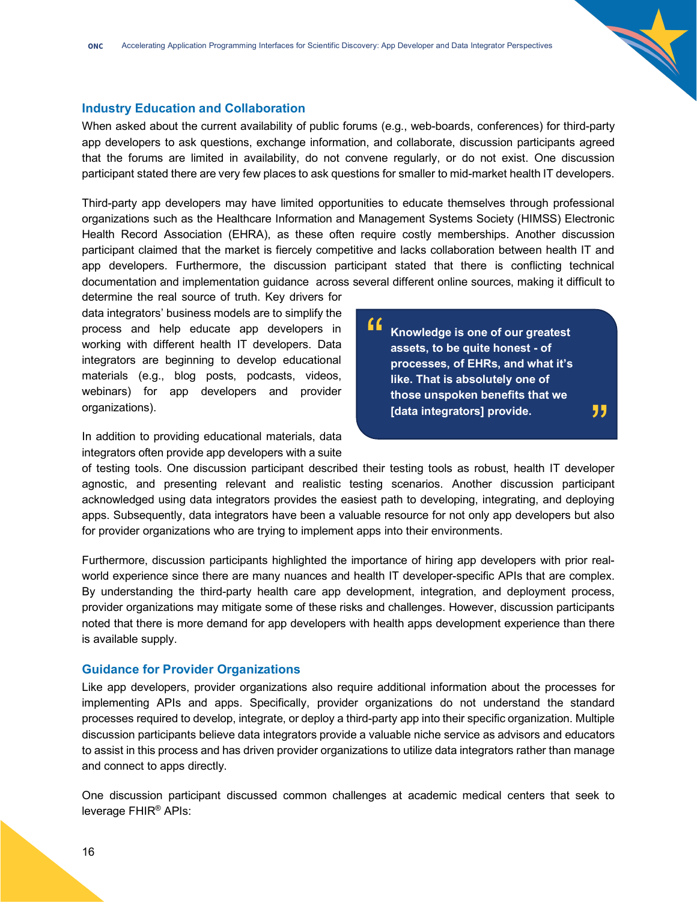## Industry Education and Collaboration

When asked about the current availability of public forums (e.g., web-boards, conferences) for third-party app developers to ask questions, exchange information, and collaborate, discussion participants agreed that the forums are limited in availability, do not convene regularly, or do not exist. One discussion participant stated there are very few places to ask questions for smaller to mid-market health IT developers.

Third-party app developers may have limited opportunities to educate themselves through professional organizations such as the Healthcare Information and Management Systems Society (HIMSS) Electronic Health Record Association (EHRA), as these often require costly memberships. Another discussion participant claimed that the market is fiercely competitive and lacks collaboration between health IT and app developers. Furthermore, the discussion participant stated that there is conflicting technical documentation and implementation guidance across several different online sources, making it difficult to determine the real source of truth. Key drivers for data integrators' business models are to simplify the process and help educate app developers in working with different health IT developers. Data integrators are beginning to develop educational materials (e.g., blog posts, podcasts, videos, webinars) for app developers and provider organizations).

> **"Knowledge is one of our greatest assets, to be quite honest - of processes, of EHRs, and what it's like. That is absolutely one of those unspoken benefits that we [data integrators] provide."**

In addition to providing educational materials, data integrators often provide app developers with a suite of testing tools. One discussion participant described their testing tools as robust, health IT developer agnostic, and presenting relevant and realistic testing scenarios. Another discussion participant acknowledged using data integrators provides the easiest path to developing, integrating, and deploying apps. Subsequently, data integrators have been a valuable resource for not only app developers but also for provider organizations who are trying to implement apps into their environments.

Furthermore, discussion participants highlighted the importance of hiring app developers with prior real-world experience since there are many nuances and health IT developer-specific APIs that are complex. By understanding the third-party health care app development, integration, and deployment process, provider organizations may mitigate some of these risks and challenges. However, discussion participants noted that there is more demand for app developers with health apps development experience than there is available supply.

## Guidance for Provider Organizations

Like app developers, provider organizations also require additional information about the processes for implementing APIs and apps. Specifically, provider organizations do not understand the standard processes required to develop, integrate, or deploy a third-party app into their specific organization. Multiple discussion participants believe data integrators provide a valuable niche service as advisors and educators to assist in this process and has driven provider organizations to utilize data integrators rather than manage and connect to apps directly.

One discussion participant discussed common challenges at academic medical centers that seek to leverage FHIR® APIs: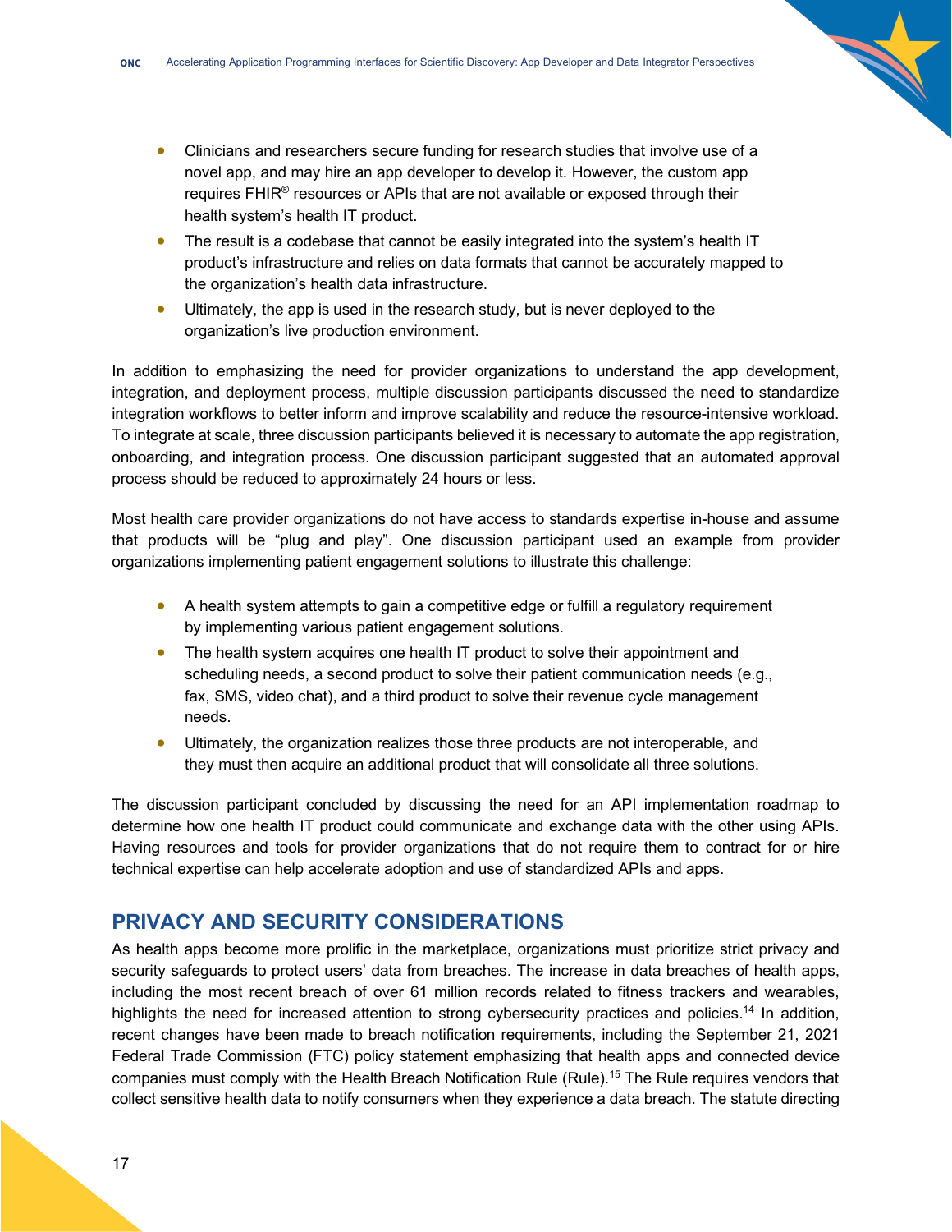- Clinicians and researchers secure funding for research studies that involve use of a novel app, and may hire an app developer to develop it. However, the custom app requires FHIR® resources or APIs that are not available or exposed through their health system's health IT product.
- The result is a codebase that cannot be easily integrated into the system's health IT product's infrastructure and relies on data formats that cannot be accurately mapped to the organization's health data infrastructure.
- Ultimately, the app is used in the research study, but is never deployed to the organization's live production environment.

In addition to emphasizing the need for provider organizations to understand the app development, integration, and deployment process, multiple discussion participants discussed the need to standardize integration workflows to better inform and improve scalability and reduce the resource-intensive workload. To integrate at scale, three discussion participants believed it is necessary to automate the app registration, onboarding, and integration process. One discussion participant suggested that an automated approval process should be reduced to approximately 24 hours or less.

Most health care provider organizations do not have access to standards expertise in-house and assume that products will be "plug and play". One discussion participant used an example from provider organizations implementing patient engagement solutions to illustrate this challenge:

- A health system attempts to gain a competitive edge or fulfill a regulatory requirement by implementing various patient engagement solutions.
- The health system acquires one health IT product to solve their appointment and scheduling needs, a second product to solve their patient communication needs (e.g., fax, SMS, video chat), and a third product to solve their revenue cycle management needs.
- Ultimately, the organization realizes those three products are not interoperable, and they must then acquire an additional product that will consolidate all three solutions.

The discussion participant concluded by discussing the need for an API implementation roadmap to determine how one health IT product could communicate and exchange data with the other using APIs. Having resources and tools for provider organizations that do not require them to contract for or hire technical expertise can help accelerate adoption and use of standardized APIs and apps.

## PRIVACY AND SECURITY CONSIDERATIONS

As health apps become more prolific in the marketplace, organizations must prioritize strict privacy and security safeguards to protect users' data from breaches. The increase in data breaches of health apps, including the most recent breach of over 61 million records related to fitness trackers and wearables, highlights the need for increased attention to strong cybersecurity practices and policies.[14] In addition, recent changes have been made to breach notification requirements, including the September 21, 2021 Federal Trade Commission (FTC) policy statement emphasizing that health apps and connected device companies must comply with the Health Breach Notification Rule (Rule).[15] The Rule requires vendors that collect sensitive health data to notify consumers when they experience a data breach. The statute directing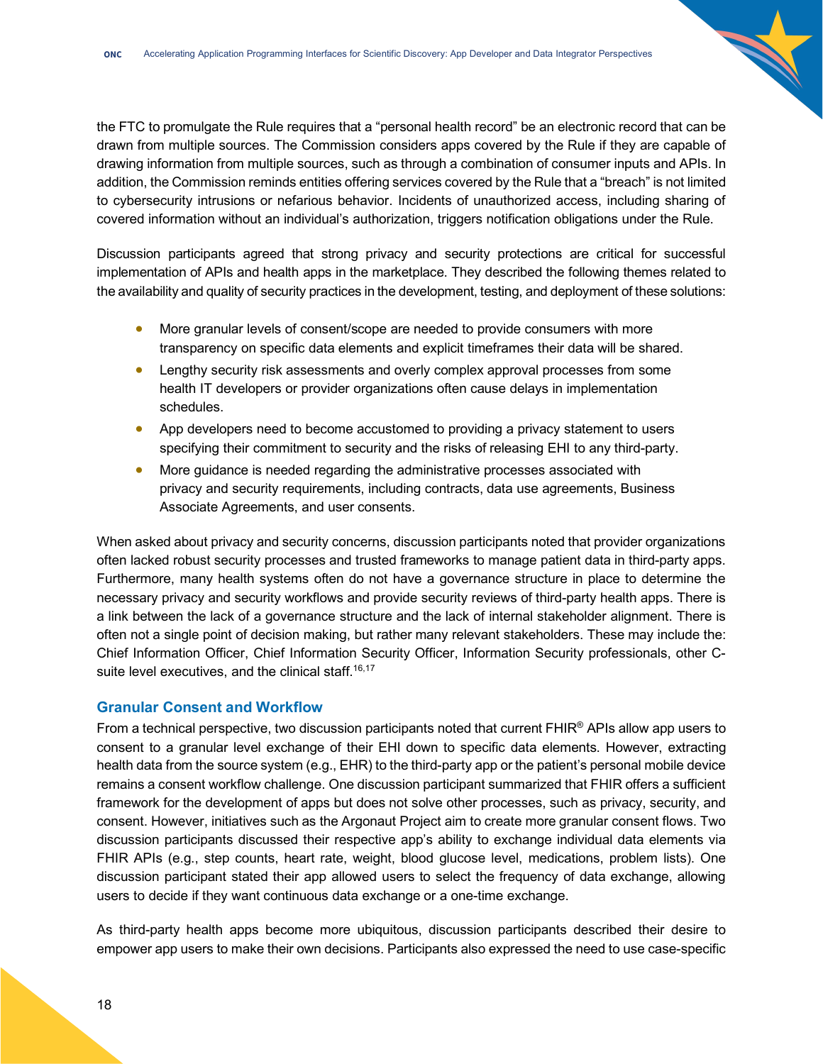the FTC to promulgate the Rule requires that a "personal health record" be an electronic record that can be drawn from multiple sources. The Commission considers apps covered by the Rule if they are capable of drawing information from multiple sources, such as through a combination of consumer inputs and APIs. In addition, the Commission reminds entities offering services covered by the Rule that a "breach" is not limited to cybersecurity intrusions or nefarious behavior. Incidents of unauthorized access, including sharing of covered information without an individual's authorization, triggers notification obligations under the Rule.

Discussion participants agreed that strong privacy and security protections are critical for successful implementation of APIs and health apps in the marketplace. They described the following themes related to the availability and quality of security practices in the development, testing, and deployment of these solutions:

- More granular levels of consent/scope are needed to provide consumers with more transparency on specific data elements and explicit timeframes their data will be shared.
- Lengthy security risk assessments and overly complex approval processes from some health IT developers or provider organizations often cause delays in implementation schedules.
- App developers need to become accustomed to providing a privacy statement to users specifying their commitment to security and the risks of releasing EHI to any third-party.
- More guidance is needed regarding the administrative processes associated with privacy and security requirements, including contracts, data use agreements, Business Associate Agreements, and user consents.

When asked about privacy and security concerns, discussion participants noted that provider organizations often lacked robust security processes and trusted frameworks to manage patient data in third-party apps. Furthermore, many health systems often do not have a governance structure in place to determine the necessary privacy and security workflows and provide security reviews of third-party health apps. There is a link between the lack of a governance structure and the lack of internal stakeholder alignment. There is often not a single point of decision making, but rather many relevant stakeholders. These may include the: Chief Information Officer, Chief Information Security Officer, Information Security professionals, other C-suite level executives, and the clinical staff.[16,17]

## Granular Consent and Workflow

From a technical perspective, two discussion participants noted that current FHIR® APIs allow app users to consent to a granular level exchange of their EHI down to specific data elements. However, extracting health data from the source system (e.g., EHR) to the third-party app or the patient's personal mobile device remains a consent workflow challenge. One discussion participant summarized that FHIR offers a sufficient framework for the development of apps but does not solve other processes, such as privacy, security, and consent. However, initiatives such as the Argonaut Project aim to create more granular consent flows. Two discussion participants discussed their respective app's ability to exchange individual data elements via FHIR APIs (e.g., step counts, heart rate, weight, blood glucose level, medications, problem lists). One discussion participant stated their app allowed users to select the frequency of data exchange, allowing users to decide if they want continuous data exchange or a one-time exchange.

As third-party health apps become more ubiquitous, discussion participants described their desire to empower app users to make their own decisions. Participants also expressed the need to use case-specific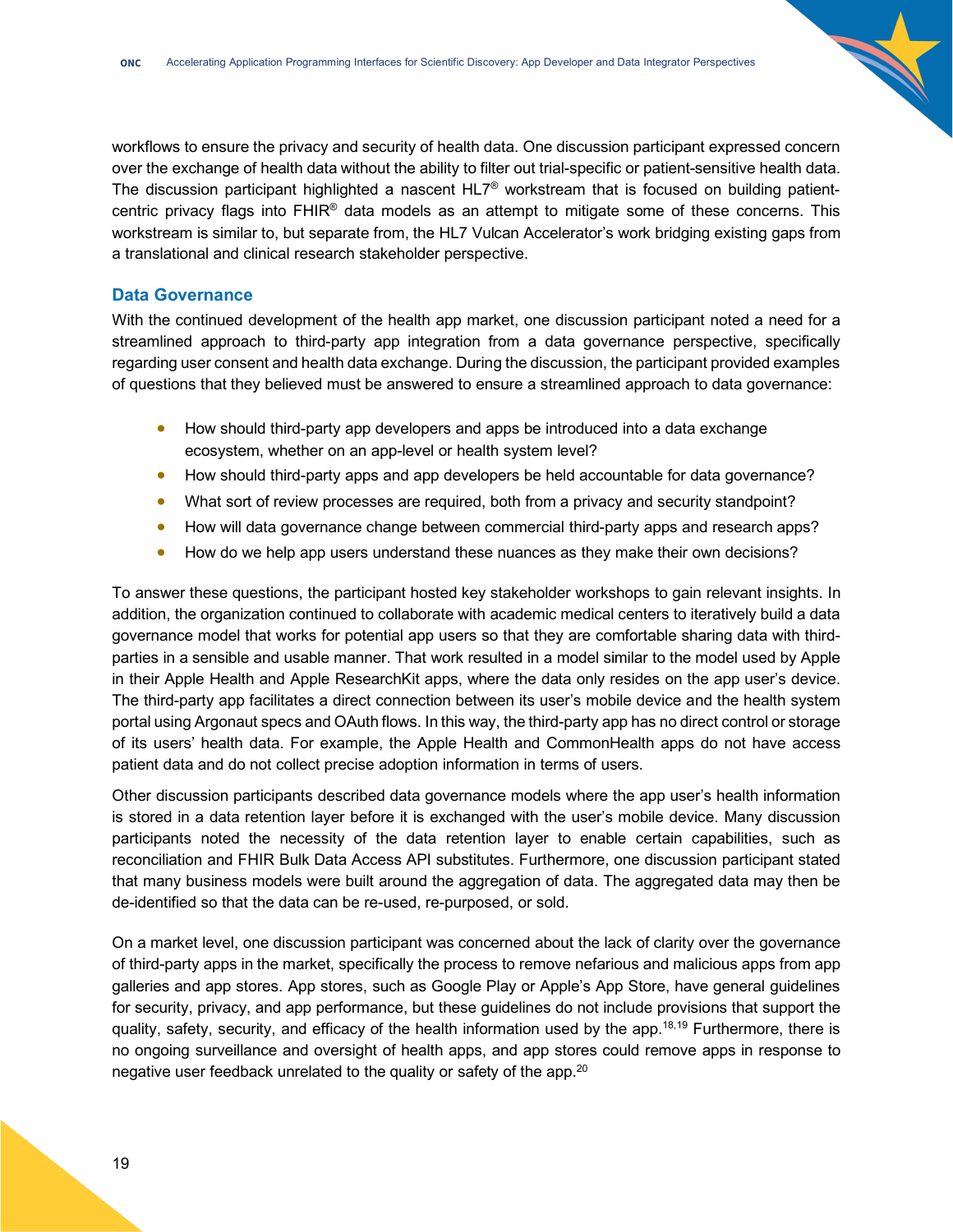workflows to ensure the privacy and security of health data. One discussion participant expressed concern over the exchange of health data without the ability to filter out trial-specific or patient-sensitive health data. The discussion participant highlighted a nascent HL7® workstream that is focused on building patient-centric privacy flags into FHIR® data models as an attempt to mitigate some of these concerns. This workstream is similar to, but separate from, the HL7 Vulcan Accelerator's work bridging existing gaps from a translational and clinical research stakeholder perspective.

### Data Governance

With the continued development of the health app market, one discussion participant noted a need for a streamlined approach to third-party app integration from a data governance perspective, specifically regarding user consent and health data exchange. During the discussion, the participant provided examples of questions that they believed must be answered to ensure a streamlined approach to data governance:

- How should third-party app developers and apps be introduced into a data exchange ecosystem, whether on an app-level or health system level?
- How should third-party apps and app developers be held accountable for data governance?
- What sort of review processes are required, both from a privacy and security standpoint?
- How will data governance change between commercial third-party apps and research apps?
- How do we help app users understand these nuances as they make their own decisions?

To answer these questions, the participant hosted key stakeholder workshops to gain relevant insights. In addition, the organization continued to collaborate with academic medical centers to iteratively build a data governance model that works for potential app users so that they are comfortable sharing data with third-parties in a sensible and usable manner. That work resulted in a model similar to the model used by Apple in their Apple Health and Apple ResearchKit apps, where the data only resides on the app user's device. The third-party app facilitates a direct connection between its user's mobile device and the health system portal using Argonaut specs and OAuth flows. In this way, the third-party app has no direct control or storage of its users' health data. For example, the Apple Health and CommonHealth apps do not have access patient data and do not collect precise adoption information in terms of users.

Other discussion participants described data governance models where the app user's health information is stored in a data retention layer before it is exchanged with the user's mobile device. Many discussion participants noted the necessity of the data retention layer to enable certain capabilities, such as reconciliation and FHIR Bulk Data Access API substitutes. Furthermore, one discussion participant stated that many business models were built around the aggregation of data. The aggregated data may then be de-identified so that the data can be re-used, re-purposed, or sold.

On a market level, one discussion participant was concerned about the lack of clarity over the governance of third-party apps in the market, specifically the process to remove nefarious and malicious apps from app galleries and app stores. App stores, such as Google Play or Apple's App Store, have general guidelines for security, privacy, and app performance, but these guidelines do not include provisions that support the quality, safety, security, and efficacy of the health information used by the app.[18,19] Furthermore, there is no ongoing surveillance and oversight of health apps, and app stores could remove apps in response to negative user feedback unrelated to the quality or safety of the app.[20]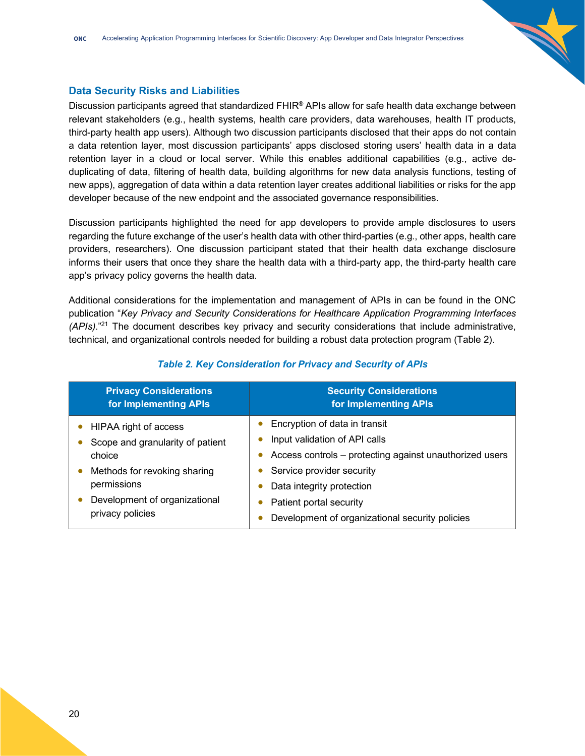## Data Security Risks and Liabilities

Discussion participants agreed that standardized FHIR® APIs allow for safe health data exchange between relevant stakeholders (e.g., health systems, health care providers, data warehouses, health IT products, third-party health app users). Although two discussion participants disclosed that their apps do not contain a data retention layer, most discussion participants' apps disclosed storing users' health data in a data retention layer in a cloud or local server. While this enables additional capabilities (e.g., active de-duplicating of data, filtering of health data, building algorithms for new data analysis functions, testing of new apps), aggregation of data within a data retention layer creates additional liabilities or risks for the app developer because of the new endpoint and the associated governance responsibilities.

Discussion participants highlighted the need for app developers to provide ample disclosures to users regarding the future exchange of the user's health data with other third-parties (e.g., other apps, health care providers, researchers). One discussion participant stated that their health data exchange disclosure informs their users that once they share the health data with a third-party app, the third-party health care app's privacy policy governs the health data.

Additional considerations for the implementation and management of APIs in can be found in the ONC publication "*Key Privacy and Security Considerations for Healthcare Application Programming Interfaces (APIs)*."[21] The document describes key privacy and security considerations that include administrative, technical, and organizational controls needed for building a robust data protection program (Table 2).

***Table 2. Key Consideration for Privacy and Security of APIs***

| Privacy Considerations for Implementing APIs | Security Considerations for Implementing APIs |
|---|---|
| • HIPAA right of access<br>• Scope and granularity of patient choice<br>• Methods for revoking sharing permissions<br>• Development of organizational privacy policies | • Encryption of data in transit<br>• Input validation of API calls<br>• Access controls – protecting against unauthorized users<br>• Service provider security<br>• Data integrity protection<br>• Patient portal security<br>• Development of organizational security policies |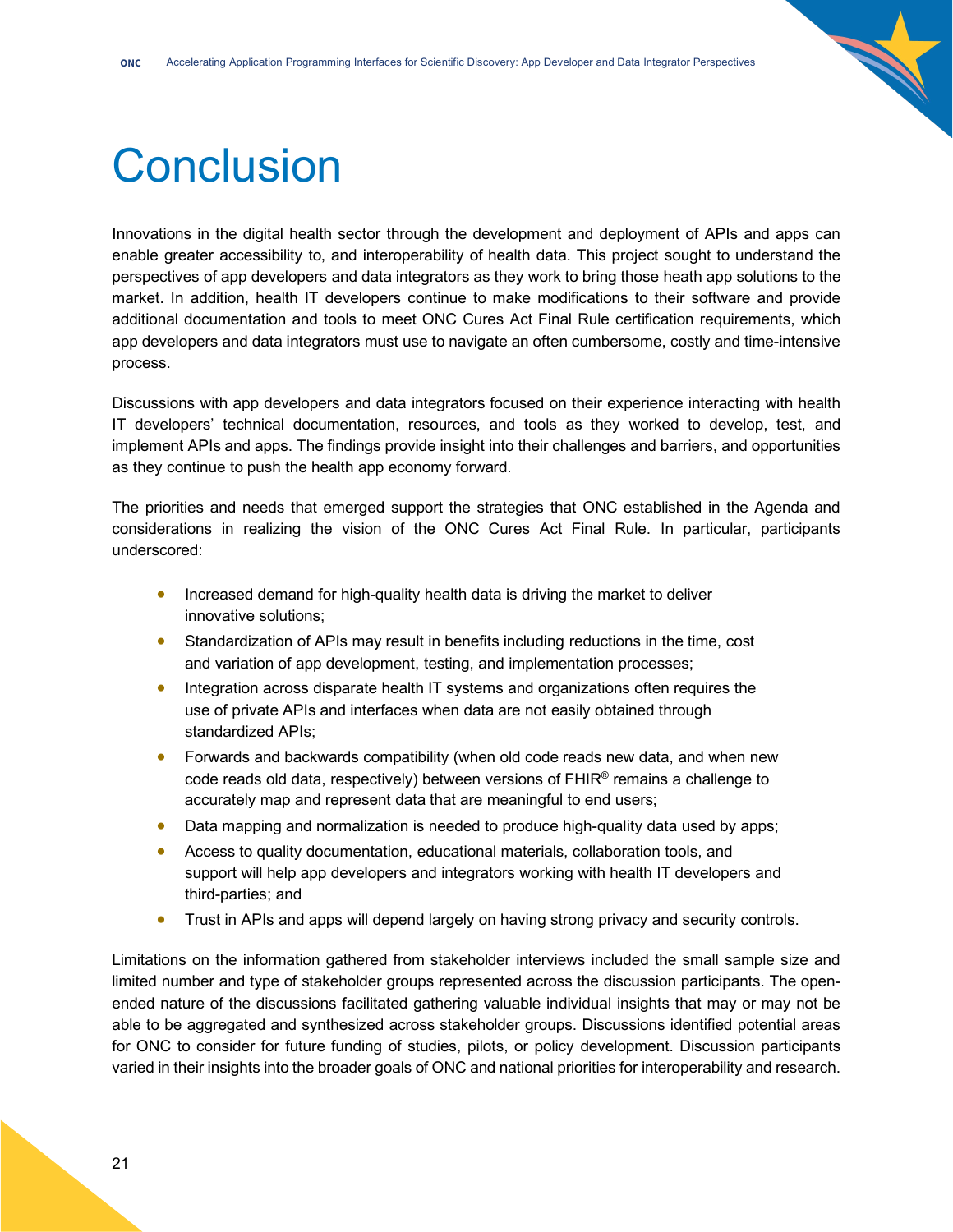# Conclusion

Innovations in the digital health sector through the development and deployment of APIs and apps can enable greater accessibility to, and interoperability of health data. This project sought to understand the perspectives of app developers and data integrators as they work to bring those heath app solutions to the market. In addition, health IT developers continue to make modifications to their software and provide additional documentation and tools to meet ONC Cures Act Final Rule certification requirements, which app developers and data integrators must use to navigate an often cumbersome, costly and time-intensive process.

Discussions with app developers and data integrators focused on their experience interacting with health IT developers' technical documentation, resources, and tools as they worked to develop, test, and implement APIs and apps. The findings provide insight into their challenges and barriers, and opportunities as they continue to push the health app economy forward.

The priorities and needs that emerged support the strategies that ONC established in the Agenda and considerations in realizing the vision of the ONC Cures Act Final Rule. In particular, participants underscored:

- Increased demand for high-quality health data is driving the market to deliver innovative solutions;
- Standardization of APIs may result in benefits including reductions in the time, cost and variation of app development, testing, and implementation processes;
- Integration across disparate health IT systems and organizations often requires the use of private APIs and interfaces when data are not easily obtained through standardized APIs;
- Forwards and backwards compatibility (when old code reads new data, and when new code reads old data, respectively) between versions of FHIR® remains a challenge to accurately map and represent data that are meaningful to end users;
- Data mapping and normalization is needed to produce high-quality data used by apps;
- Access to quality documentation, educational materials, collaboration tools, and support will help app developers and integrators working with health IT developers and third-parties; and
- Trust in APIs and apps will depend largely on having strong privacy and security controls.

Limitations on the information gathered from stakeholder interviews included the small sample size and limited number and type of stakeholder groups represented across the discussion participants. The open-ended nature of the discussions facilitated gathering valuable individual insights that may or may not be able to be aggregated and synthesized across stakeholder groups. Discussions identified potential areas for ONC to consider for future funding of studies, pilots, or policy development. Discussion participants varied in their insights into the broader goals of ONC and national priorities for interoperability and research.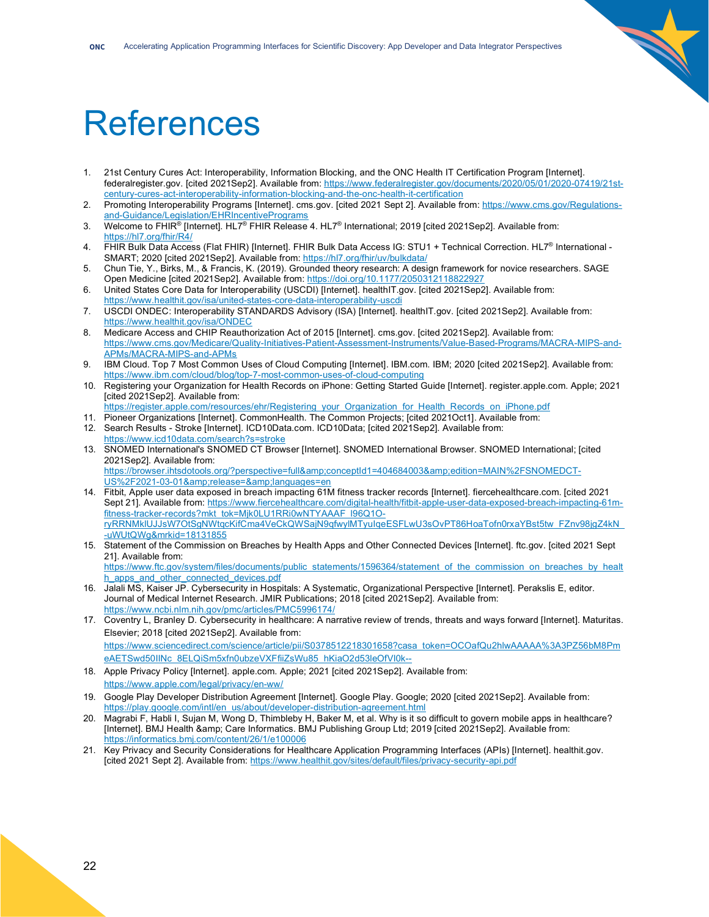# References

1. 21st Century Cures Act: Interoperability, Information Blocking, and the ONC Health IT Certification Program [Internet]. federalregister.gov. [cited 2021Sep2]. Available from: https://www.federalregister.gov/documents/2020/05/01/2020-07419/21st-century-cures-act-interoperability-information-blocking-and-the-onc-health-it-certification
2. Promoting Interoperability Programs [Internet]. cms.gov. [cited 2021 Sept 2]. Available from: https://www.cms.gov/Regulations-and-Guidance/Legislation/EHRIncentivePrograms
3. Welcome to FHIR® [Internet]. HL7® FHIR Release 4. HL7® International; 2019 [cited 2021Sep2]. Available from: https://hl7.org/fhir/R4/
4. FHIR Bulk Data Access (Flat FHIR) [Internet]. FHIR Bulk Data Access IG: STU1 + Technical Correction. HL7® International - SMART; 2020 [cited 2021Sep2]. Available from: https://hl7.org/fhir/uv/bulkdata/
5. Chun Tie, Y., Birks, M., & Francis, K. (2019). Grounded theory research: A design framework for novice researchers. SAGE Open Medicine [cited 2021Sep2]. Available from: https://doi.org/10.1177/2050312118822927
6. United States Core Data for Interoperability (USCDI) [Internet]. healthIT.gov. [cited 2021Sep2]. Available from: https://www.healthit.gov/isa/united-states-core-data-interoperability-uscdi
7. USCDI ONDEC: Interoperability STANDARDS Advisory (ISA) [Internet]. healthIT.gov. [cited 2021Sep2]. Available from: https://www.healthit.gov/isa/ONDEC
8. Medicare Access and CHIP Reauthorization Act of 2015 [Internet]. cms.gov. [cited 2021Sep2]. Available from: https://www.cms.gov/Medicare/Quality-Initiatives-Patient-Assessment-Instruments/Value-Based-Programs/MACRA-MIPS-and-APMs/MACRA-MIPS-and-APMs
9. IBM Cloud. Top 7 Most Common Uses of Cloud Computing [Internet]. IBM.com. IBM; 2020 [cited 2021Sep2]. Available from: https://www.ibm.com/cloud/blog/top-7-most-common-uses-of-cloud-computing
10. Registering your Organization for Health Records on iPhone: Getting Started Guide [Internet]. register.apple.com. Apple; 2021 [cited 2021Sep2]. Available from: https://register.apple.com/resources/ehr/Registering_your_Organization_for_Health_Records_on_iPhone.pdf
11. Pioneer Organizations [Internet]. CommonHealth. The Common Projects; [cited 2021Oct1]. Available from:
12. Search Results - Stroke [Internet]. ICD10Data.com. ICD10Data; [cited 2021Sep2]. Available from: https://www.icd10data.com/search?s=stroke
13. SNOMED International's SNOMED CT Browser [Internet]. SNOMED International Browser. SNOMED International; [cited 2021Sep2]. Available from: https://browser.ihtsdotools.org/?perspective=full&amp;conceptId1=404684003&amp;edition=MAIN%2FSNOMEDCT-US%2F2021-03-01&amp;release=&amp;languages=en
14. Fitbit, Apple user data exposed in breach impacting 61M fitness tracker records [Internet]. fiercehealthcare.com. [cited 2021 Sept 21]. Available from: https://www.fiercehealthcare.com/digital-health/fitbit-apple-user-data-exposed-breach-impacting-61m-fitness-tracker-records?mkt_tok=Mjk0LU1RRi0wNTYAAAF_I96Q1O-ryRRNMklUJJsW7OtSgNWtqcKifCma4VeCkQWSajN9qfwylMTyuIqeESFLwU3sOvPT86HoaTofn0rxaYBst5tw_FZnv98jgZ4kN_-uWUtQWg&mrkid=18131855
15. Statement of the Commission on Breaches by Health Apps and Other Connected Devices [Internet]. ftc.gov. [cited 2021 Sept 21]. Available from: https://www.ftc.gov/system/files/documents/public_statements/1596364/statement_of_the_commission_on_breaches_by_health_apps_and_other_connected_devices.pdf
16. Jalali MS, Kaiser JP. Cybersecurity in Hospitals: A Systematic, Organizational Perspective [Internet]. Perakslis E, editor. Journal of Medical Internet Research. JMIR Publications; 2018 [cited 2021Sep2]. Available from: https://www.ncbi.nlm.nih.gov/pmc/articles/PMC5996174/
17. Coventry L, Branley D. Cybersecurity in healthcare: A narrative review of trends, threats and ways forward [Internet]. Maturitas. Elsevier; 2018 [cited 2021Sep2]. Available from: https://www.sciencedirect.com/science/article/pii/S0378512218301658?casa_token=OCOafQu2hlwAAAAA%3A3PZ56bM8PmeAETSwd50IINc_8ELQiSm5xfn0ubzeVXFfiiZsWu85_hKiaO2d53leOfVI0k--
18. Apple Privacy Policy [Internet]. apple.com. Apple; 2021 [cited 2021Sep2]. Available from: https://www.apple.com/legal/privacy/en-ww/
19. Google Play Developer Distribution Agreement [Internet]. Google Play. Google; 2020 [cited 2021Sep2]. Available from: https://play.google.com/intl/en_us/about/developer-distribution-agreement.html
20. Magrabi F, Habli I, Sujan M, Wong D, Thimbleby H, Baker M, et al. Why is it so difficult to govern mobile apps in healthcare? [Internet]. BMJ Health &amp; Care Informatics. BMJ Publishing Group Ltd; 2019 [cited 2021Sep2]. Available from: https://informatics.bmj.com/content/26/1/e100006
21. Key Privacy and Security Considerations for Healthcare Application Programming Interfaces (APIs) [Internet]. healthit.gov. [cited 2021 Sept 2]. Available from: https://www.healthit.gov/sites/default/files/privacy-security-api.pdf